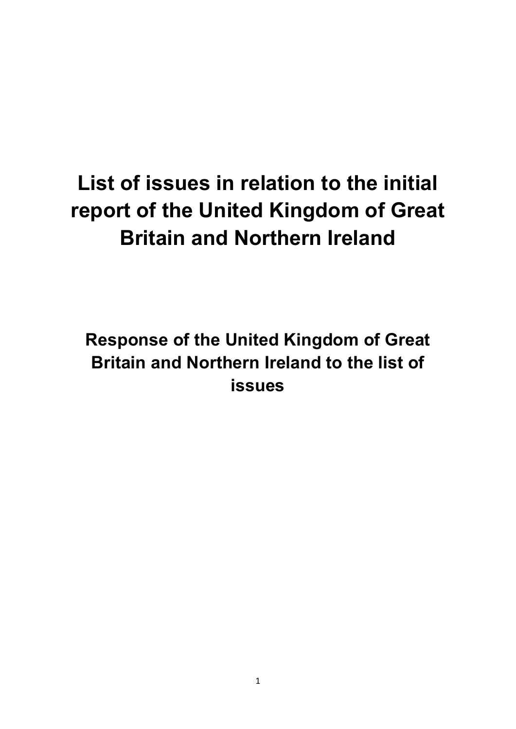# List of issues in relation to the initial report of the United Kingdom of Great Britain and Northern Ireland

## Response of the United Kingdom of Great Britain and Northern Ireland to the list of issues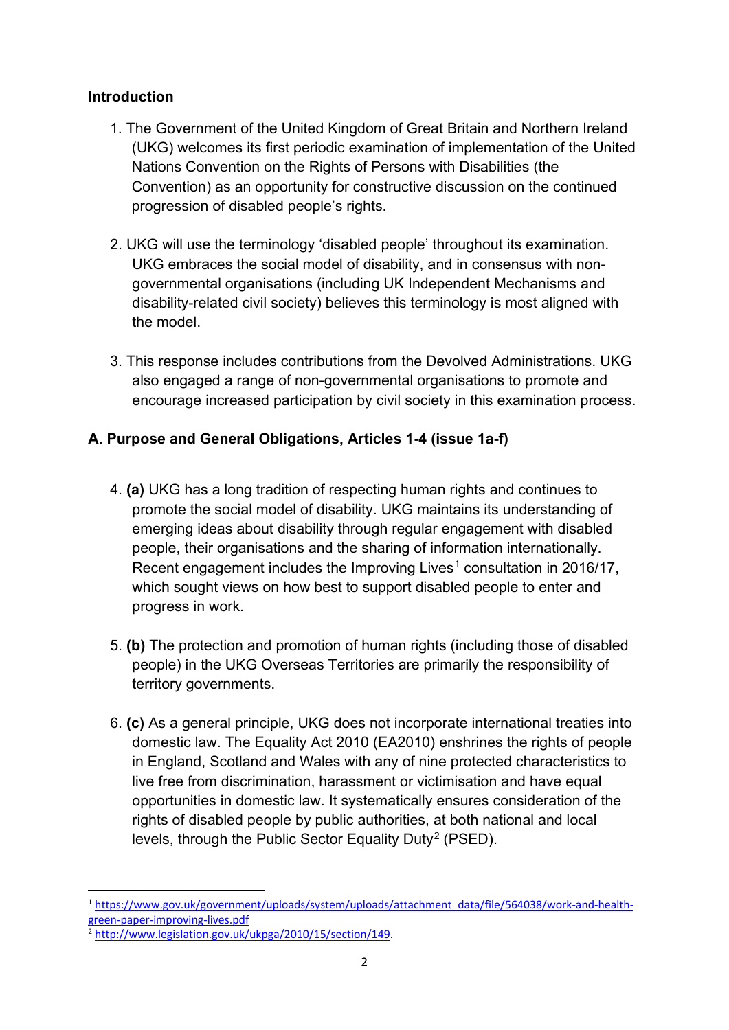## Introduction

1. The Government of the United Kingdom of Great Britain and Northern Ireland (UKG) welcomes its first periodic examination of implementation of the United Nations Convention on the Rights of Persons with Disabilities (the Convention) as an opportunity for constructive discussion on the continued progression of disabled people's rights.

2. UKG will use the terminology 'disabled people' throughout its examination. UKG embraces the social model of disability, and in consensus with non-governmental organisations (including UK Independent Mechanisms and disability-related civil society) believes this terminology is most aligned with the model.

3. This response includes contributions from the Devolved Administrations. UKG also engaged a range of non-governmental organisations to promote and encourage increased participation by civil society in this examination process.

## A. Purpose and General Obligations, Articles 1-4 (issue 1a-f)

4. **(a)** UKG has a long tradition of respecting human rights and continues to promote the social model of disability. UKG maintains its understanding of emerging ideas about disability through regular engagement with disabled people, their organisations and the sharing of information internationally. Recent engagement includes the Improving Lives[1] consultation in 2016/17, which sought views on how best to support disabled people to enter and progress in work.

5. **(b)** The protection and promotion of human rights (including those of disabled people) in the UKG Overseas Territories are primarily the responsibility of territory governments.

6. **(c)** As a general principle, UKG does not incorporate international treaties into domestic law. The Equality Act 2010 (EA2010) enshrines the rights of people in England, Scotland and Wales with any of nine protected characteristics to live free from discrimination, harassment or victimisation and have equal opportunities in domestic law. It systematically ensures consideration of the rights of disabled people by public authorities, at both national and local levels, through the Public Sector Equality Duty[2] (PSED).

---

[1] https://www.gov.uk/government/uploads/system/uploads/attachment_data/file/564038/work-and-health-green-paper-improving-lives.pdf

[2] http://www.legislation.gov.uk/ukpga/2010/15/section/149.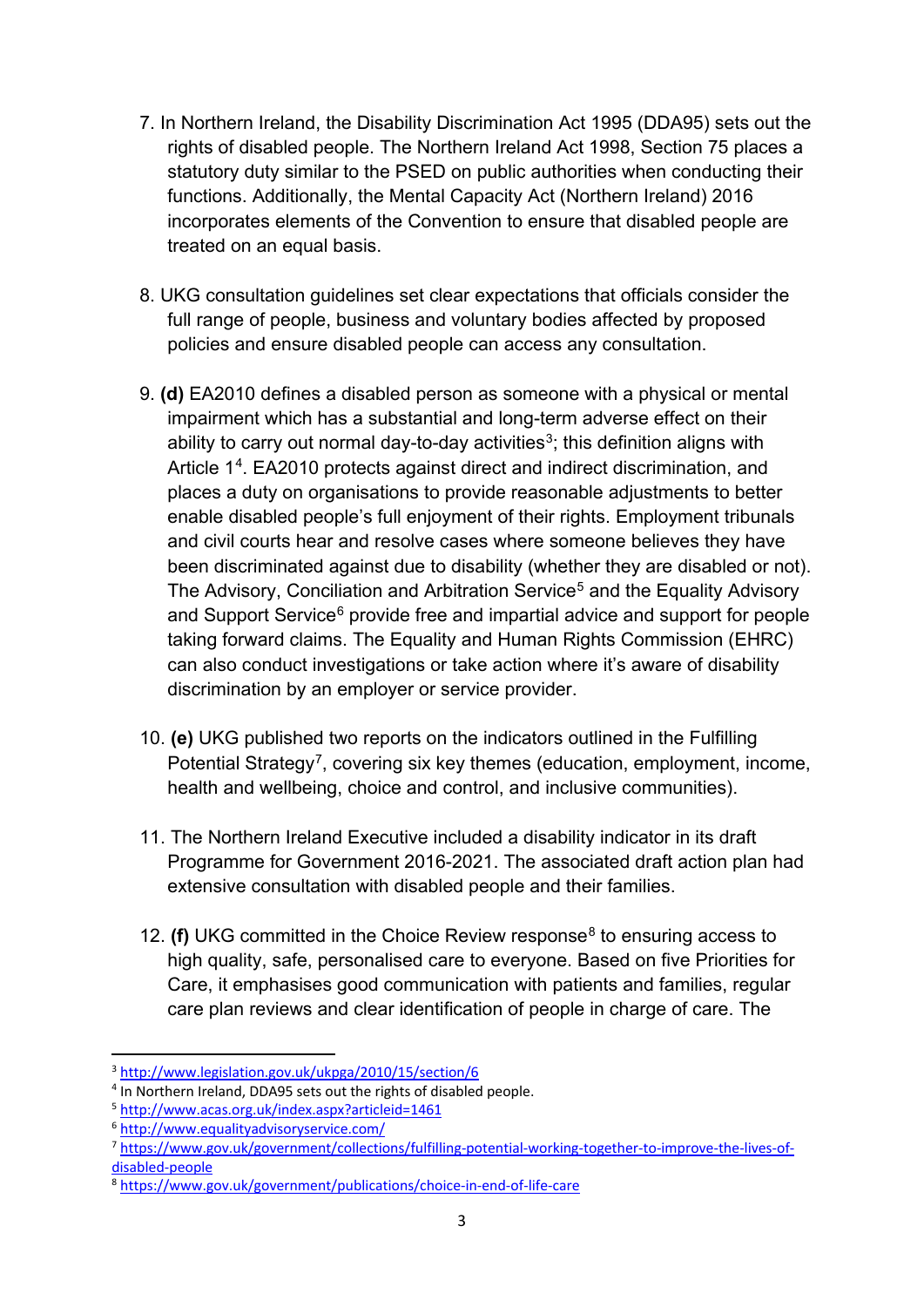7. In Northern Ireland, the Disability Discrimination Act 1995 (DDA95) sets out the rights of disabled people. The Northern Ireland Act 1998, Section 75 places a statutory duty similar to the PSED on public authorities when conducting their functions. Additionally, the Mental Capacity Act (Northern Ireland) 2016 incorporates elements of the Convention to ensure that disabled people are treated on an equal basis.

8. UKG consultation guidelines set clear expectations that officials consider the full range of people, business and voluntary bodies affected by proposed policies and ensure disabled people can access any consultation.

9. **(d)** EA2010 defines a disabled person as someone with a physical or mental impairment which has a substantial and long-term adverse effect on their ability to carry out normal day-to-day activities[3]; this definition aligns with Article 1[4]. EA2010 protects against direct and indirect discrimination, and places a duty on organisations to provide reasonable adjustments to better enable disabled people's full enjoyment of their rights. Employment tribunals and civil courts hear and resolve cases where someone believes they have been discriminated against due to disability (whether they are disabled or not). The Advisory, Conciliation and Arbitration Service[5] and the Equality Advisory and Support Service[6] provide free and impartial advice and support for people taking forward claims. The Equality and Human Rights Commission (EHRC) can also conduct investigations or take action where it's aware of disability discrimination by an employer or service provider.

10. **(e)** UKG published two reports on the indicators outlined in the Fulfilling Potential Strategy[7], covering six key themes (education, employment, income, health and wellbeing, choice and control, and inclusive communities).

11. The Northern Ireland Executive included a disability indicator in its draft Programme for Government 2016-2021. The associated draft action plan had extensive consultation with disabled people and their families.

12. **(f)** UKG committed in the Choice Review response[8] to ensuring access to high quality, safe, personalised care to everyone. Based on five Priorities for Care, it emphasises good communication with patients and families, regular care plan reviews and clear identification of people in charge of care. The

---

[3] http://www.legislation.gov.uk/ukpga/2010/15/section/6

[4] In Northern Ireland, DDA95 sets out the rights of disabled people.

[5] http://www.acas.org.uk/index.aspx?articleid=1461

[6] http://www.equalityadvisoryservice.com/

[7] https://www.gov.uk/government/collections/fulfilling-potential-working-together-to-improve-the-lives-of-disabled-people

[8] https://www.gov.uk/government/publications/choice-in-end-of-life-care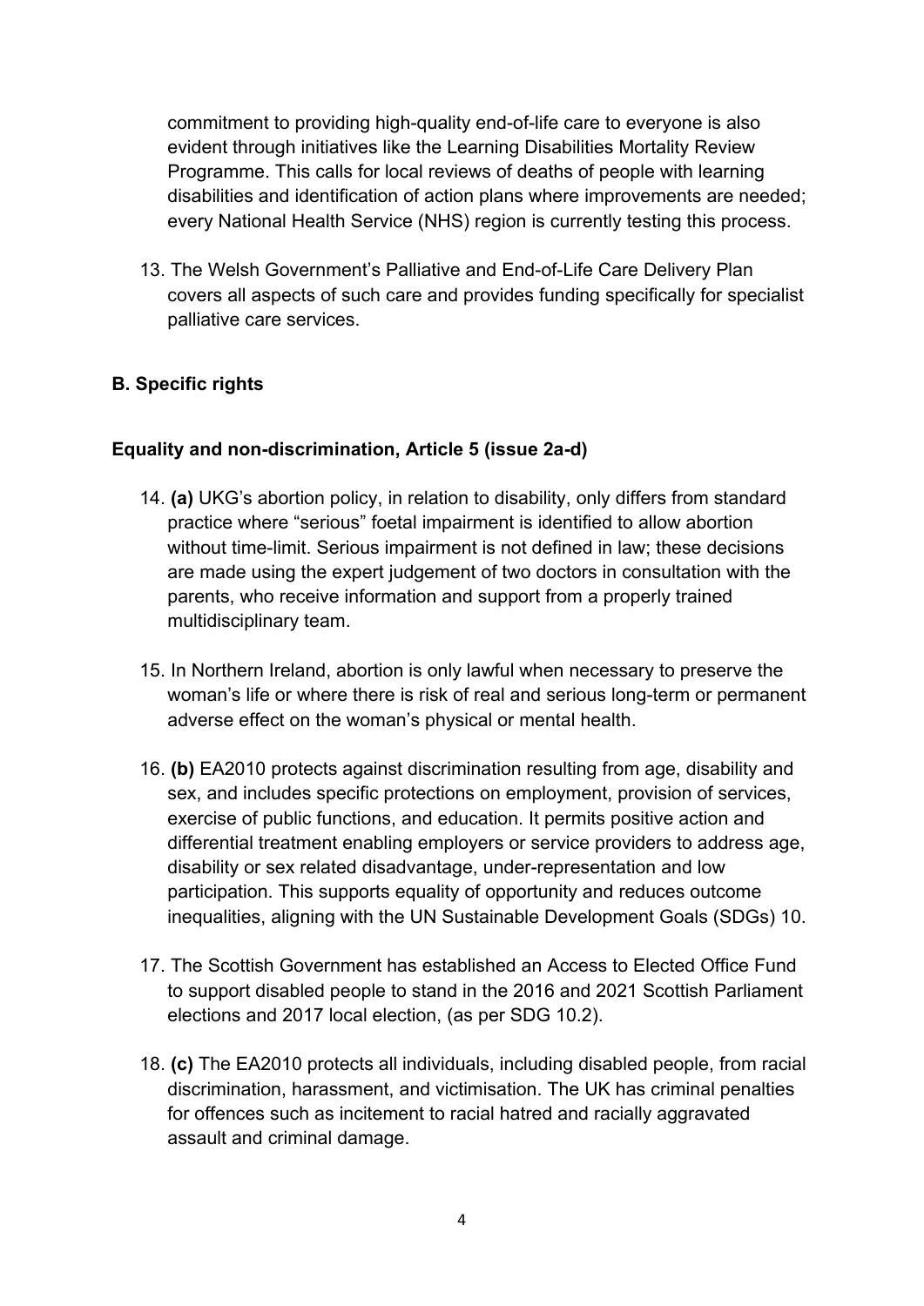commitment to providing high-quality end-of-life care to everyone is also evident through initiatives like the Learning Disabilities Mortality Review Programme. This calls for local reviews of deaths of people with learning disabilities and identification of action plans where improvements are needed; every National Health Service (NHS) region is currently testing this process.

13. The Welsh Government's Palliative and End-of-Life Care Delivery Plan covers all aspects of such care and provides funding specifically for specialist palliative care services.

## B. Specific rights

### Equality and non-discrimination, Article 5 (issue 2a-d)

14. **(a)** UKG's abortion policy, in relation to disability, only differs from standard practice where "serious" foetal impairment is identified to allow abortion without time-limit. Serious impairment is not defined in law; these decisions are made using the expert judgement of two doctors in consultation with the parents, who receive information and support from a properly trained multidisciplinary team.

15. In Northern Ireland, abortion is only lawful when necessary to preserve the woman's life or where there is risk of real and serious long-term or permanent adverse effect on the woman's physical or mental health.

16. **(b)** EA2010 protects against discrimination resulting from age, disability and sex, and includes specific protections on employment, provision of services, exercise of public functions, and education. It permits positive action and differential treatment enabling employers or service providers to address age, disability or sex related disadvantage, under-representation and low participation. This supports equality of opportunity and reduces outcome inequalities, aligning with the UN Sustainable Development Goals (SDGs) 10.

17. The Scottish Government has established an Access to Elected Office Fund to support disabled people to stand in the 2016 and 2021 Scottish Parliament elections and 2017 local election, (as per SDG 10.2).

18. **(c)** The EA2010 protects all individuals, including disabled people, from racial discrimination, harassment, and victimisation. The UK has criminal penalties for offences such as incitement to racial hatred and racially aggravated assault and criminal damage.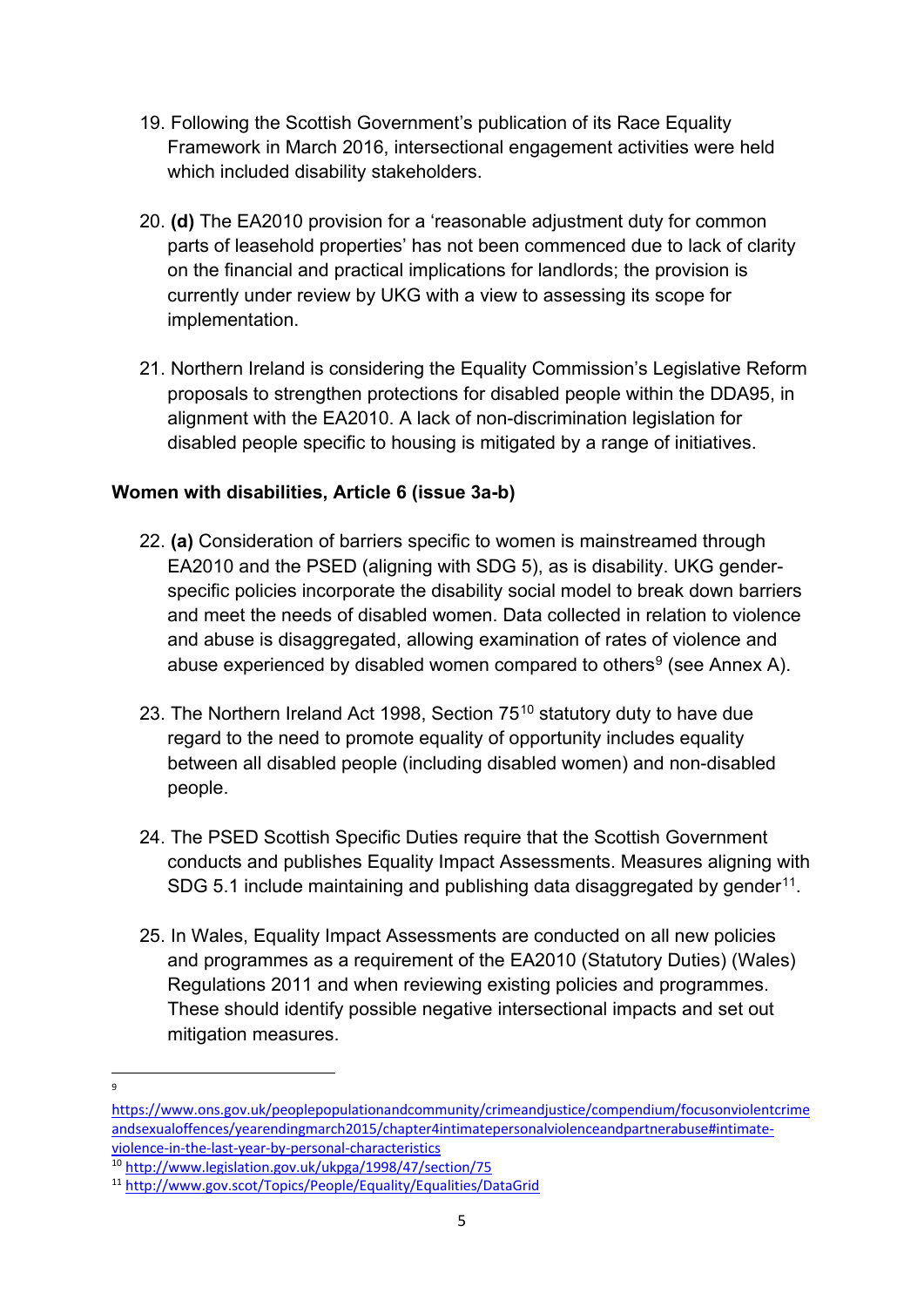19. Following the Scottish Government's publication of its Race Equality Framework in March 2016, intersectional engagement activities were held which included disability stakeholders.

20. **(d)** The EA2010 provision for a 'reasonable adjustment duty for common parts of leasehold properties' has not been commenced due to lack of clarity on the financial and practical implications for landlords; the provision is currently under review by UKG with a view to assessing its scope for implementation.

21. Northern Ireland is considering the Equality Commission's Legislative Reform proposals to strengthen protections for disabled people within the DDA95, in alignment with the EA2010. A lack of non-discrimination legislation for disabled people specific to housing is mitigated by a range of initiatives.

**Women with disabilities, Article 6 (issue 3a-b)**

22. **(a)** Consideration of barriers specific to women is mainstreamed through EA2010 and the PSED (aligning with SDG 5), as is disability. UKG gender-specific policies incorporate the disability social model to break down barriers and meet the needs of disabled women. Data collected in relation to violence and abuse is disaggregated, allowing examination of rates of violence and abuse experienced by disabled women compared to others[9] (see Annex A).

23. The Northern Ireland Act 1998, Section 75[10] statutory duty to have due regard to the need to promote equality of opportunity includes equality between all disabled people (including disabled women) and non-disabled people.

24. The PSED Scottish Specific Duties require that the Scottish Government conducts and publishes Equality Impact Assessments. Measures aligning with SDG 5.1 include maintaining and publishing data disaggregated by gender[11].

25. In Wales, Equality Impact Assessments are conducted on all new policies and programmes as a requirement of the EA2010 (Statutory Duties) (Wales) Regulations 2011 and when reviewing existing policies and programmes. These should identify possible negative intersectional impacts and set out mitigation measures.

---

[9] https://www.ons.gov.uk/peoplepopulationandcommunity/crimeandjustice/compendium/focusonviolentcrimeandsexualoffences/yearendingmarch2015/chapter4intimatepersonalviolenceandpartnerabuse#intimate-violence-in-the-last-year-by-personal-characteristics

[10] http://www.legislation.gov.uk/ukpga/1998/47/section/75

[11] http://www.gov.scot/Topics/People/Equality/Equalities/DataGrid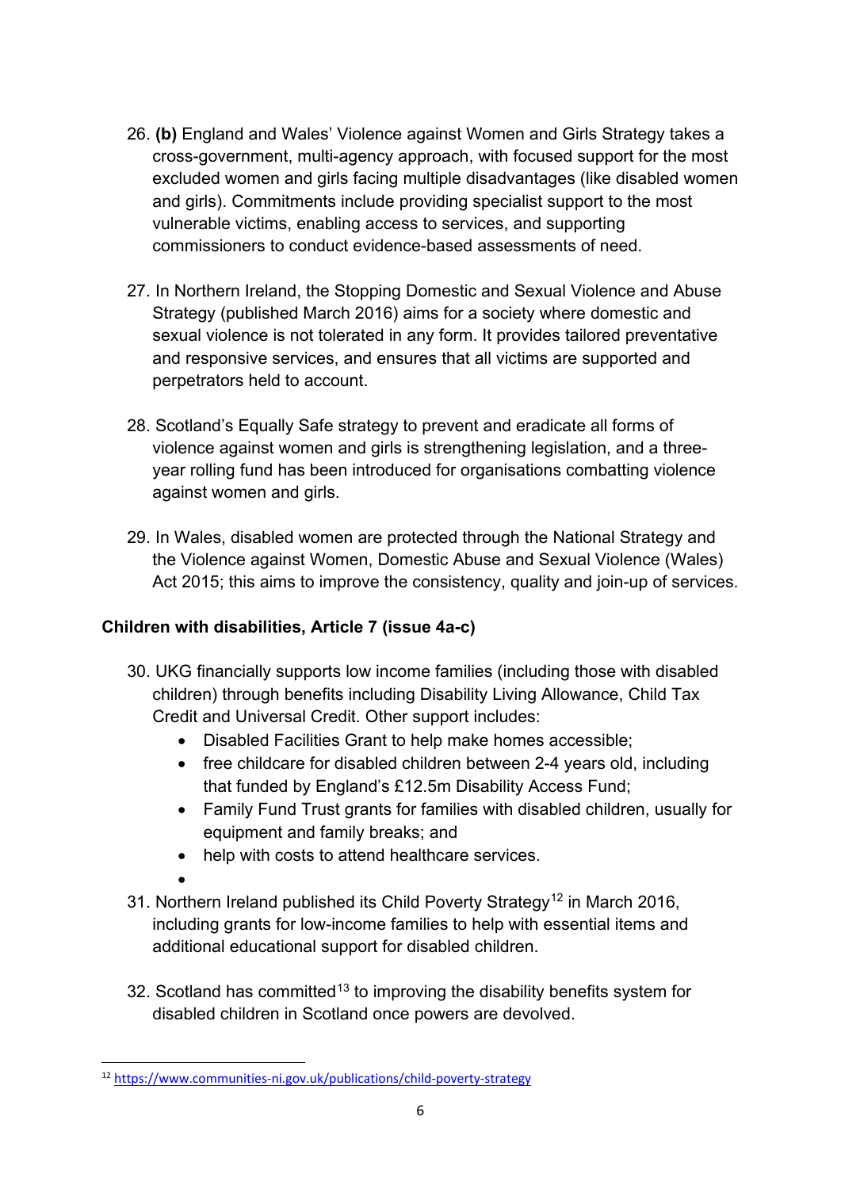26. **(b)** England and Wales' Violence against Women and Girls Strategy takes a cross-government, multi-agency approach, with focused support for the most excluded women and girls facing multiple disadvantages (like disabled women and girls). Commitments include providing specialist support to the most vulnerable victims, enabling access to services, and supporting commissioners to conduct evidence-based assessments of need.

27. In Northern Ireland, the Stopping Domestic and Sexual Violence and Abuse Strategy (published March 2016) aims for a society where domestic and sexual violence is not tolerated in any form. It provides tailored preventative and responsive services, and ensures that all victims are supported and perpetrators held to account.

28. Scotland's Equally Safe strategy to prevent and eradicate all forms of violence against women and girls is strengthening legislation, and a three-year rolling fund has been introduced for organisations combatting violence against women and girls.

29. In Wales, disabled women are protected through the National Strategy and the Violence against Women, Domestic Abuse and Sexual Violence (Wales) Act 2015; this aims to improve the consistency, quality and join-up of services.

**Children with disabilities, Article 7 (issue 4a-c)**

30. UKG financially supports low income families (including those with disabled children) through benefits including Disability Living Allowance, Child Tax Credit and Universal Credit. Other support includes:
    - Disabled Facilities Grant to help make homes accessible;
    - free childcare for disabled children between 2-4 years old, including that funded by England's £12.5m Disability Access Fund;
    - Family Fund Trust grants for families with disabled children, usually for equipment and family breaks; and
    - help with costs to attend healthcare services.

31. Northern Ireland published its Child Poverty Strategy[12] in March 2016, including grants for low-income families to help with essential items and additional educational support for disabled children.

32. Scotland has committed[13] to improving the disability benefits system for disabled children in Scotland once powers are devolved.

[12] https://www.communities-ni.gov.uk/publications/child-poverty-strategy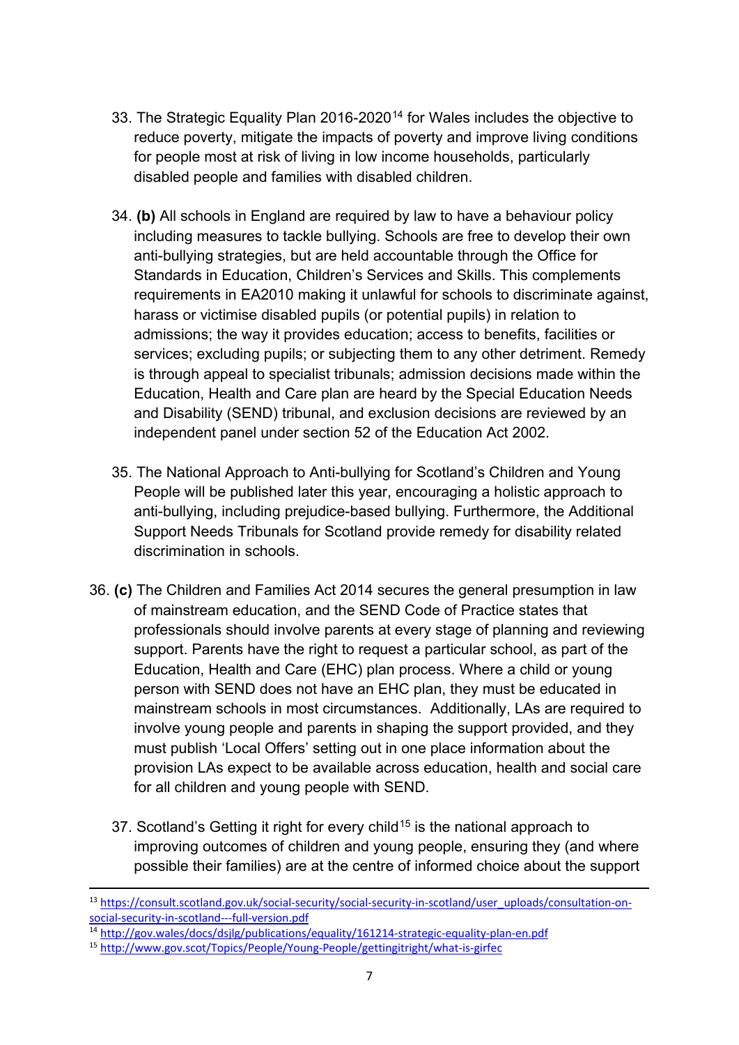33. The Strategic Equality Plan 2016-2020[14] for Wales includes the objective to reduce poverty, mitigate the impacts of poverty and improve living conditions for people most at risk of living in low income households, particularly disabled people and families with disabled children.

34. **(b)** All schools in England are required by law to have a behaviour policy including measures to tackle bullying. Schools are free to develop their own anti-bullying strategies, but are held accountable through the Office for Standards in Education, Children's Services and Skills. This complements requirements in EA2010 making it unlawful for schools to discriminate against, harass or victimise disabled pupils (or potential pupils) in relation to admissions; the way it provides education; access to benefits, facilities or services; excluding pupils; or subjecting them to any other detriment. Remedy is through appeal to specialist tribunals; admission decisions made within the Education, Health and Care plan are heard by the Special Education Needs and Disability (SEND) tribunal, and exclusion decisions are reviewed by an independent panel under section 52 of the Education Act 2002.

35. The National Approach to Anti-bullying for Scotland's Children and Young People will be published later this year, encouraging a holistic approach to anti-bullying, including prejudice-based bullying. Furthermore, the Additional Support Needs Tribunals for Scotland provide remedy for disability related discrimination in schools.

36. **(c)** The Children and Families Act 2014 secures the general presumption in law of mainstream education, and the SEND Code of Practice states that professionals should involve parents at every stage of planning and reviewing support. Parents have the right to request a particular school, as part of the Education, Health and Care (EHC) plan process. Where a child or young person with SEND does not have an EHC plan, they must be educated in mainstream schools in most circumstances. Additionally, LAs are required to involve young people and parents in shaping the support provided, and they must publish 'Local Offers' setting out in one place information about the provision LAs expect to be available across education, health and social care for all children and young people with SEND.

37. Scotland's Getting it right for every child[15] is the national approach to improving outcomes of children and young people, ensuring they (and where possible their families) are at the centre of informed choice about the support

---

[13] https://consult.scotland.gov.uk/social-security/social-security-in-scotland/user_uploads/consultation-on-social-security-in-scotland---full-version.pdf

[14] http://gov.wales/docs/dsjlg/publications/equality/161214-strategic-equality-plan-en.pdf

[15] http://www.gov.scot/Topics/People/Young-People/gettingitright/what-is-girfec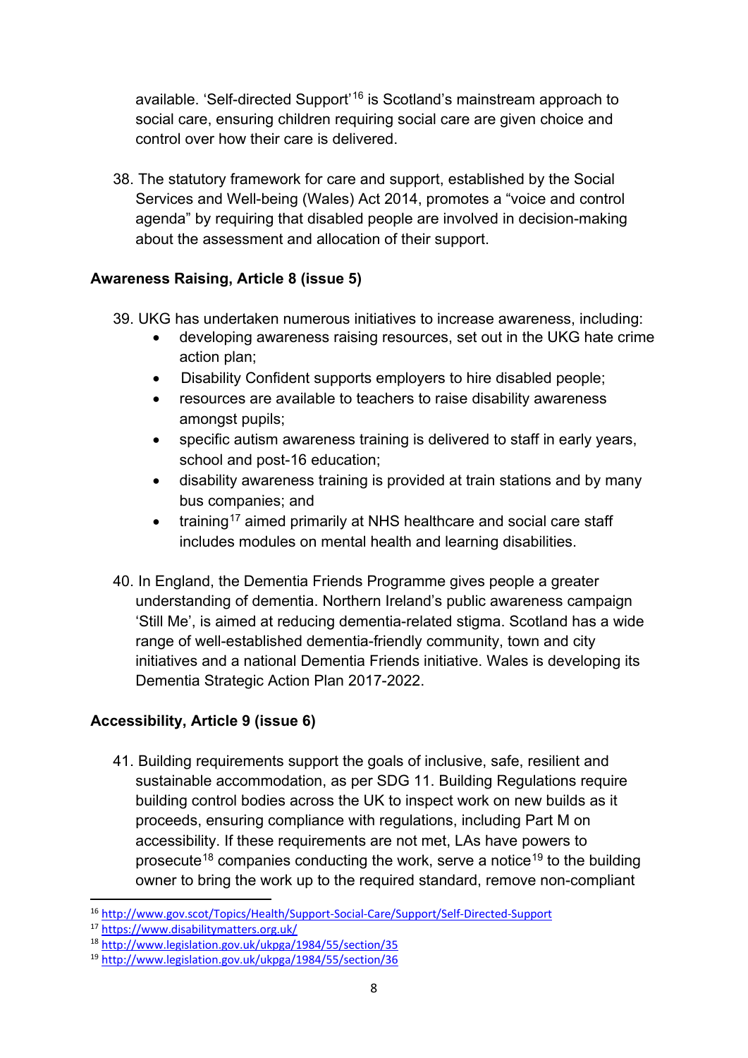available. 'Self-directed Support'[16] is Scotland's mainstream approach to social care, ensuring children requiring social care are given choice and control over how their care is delivered.

38. The statutory framework for care and support, established by the Social Services and Well-being (Wales) Act 2014, promotes a "voice and control agenda" by requiring that disabled people are involved in decision-making about the assessment and allocation of their support.

**Awareness Raising, Article 8 (issue 5)**

39. UKG has undertaken numerous initiatives to increase awareness, including:
    - developing awareness raising resources, set out in the UKG hate crime action plan;
    - Disability Confident supports employers to hire disabled people;
    - resources are available to teachers to raise disability awareness amongst pupils;
    - specific autism awareness training is delivered to staff in early years, school and post-16 education;
    - disability awareness training is provided at train stations and by many bus companies; and
    - training[17] aimed primarily at NHS healthcare and social care staff includes modules on mental health and learning disabilities.

40. In England, the Dementia Friends Programme gives people a greater understanding of dementia. Northern Ireland's public awareness campaign 'Still Me', is aimed at reducing dementia-related stigma. Scotland has a wide range of well-established dementia-friendly community, town and city initiatives and a national Dementia Friends initiative. Wales is developing its Dementia Strategic Action Plan 2017-2022.

**Accessibility, Article 9 (issue 6)**

41. Building requirements support the goals of inclusive, safe, resilient and sustainable accommodation, as per SDG 11. Building Regulations require building control bodies across the UK to inspect work on new builds as it proceeds, ensuring compliance with regulations, including Part M on accessibility. If these requirements are not met, LAs have powers to prosecute[18] companies conducting the work, serve a notice[19] to the building owner to bring the work up to the required standard, remove non-compliant

---

[16] http://www.gov.scot/Topics/Health/Support-Social-Care/Support/Self-Directed-Support
[17] https://www.disabilitymatters.org.uk/
[18] http://www.legislation.gov.uk/ukpga/1984/55/section/35
[19] http://www.legislation.gov.uk/ukpga/1984/55/section/36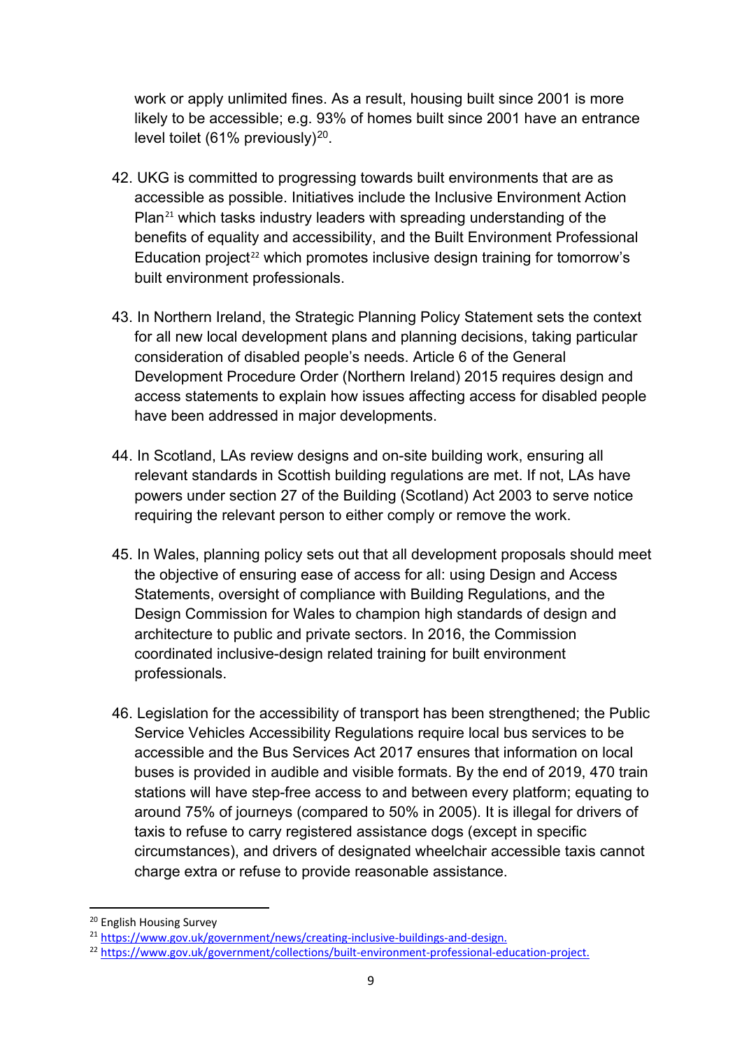work or apply unlimited fines. As a result, housing built since 2001 is more likely to be accessible; e.g. 93% of homes built since 2001 have an entrance level toilet (61% previously)[20].

42. UKG is committed to progressing towards built environments that are as accessible as possible. Initiatives include the Inclusive Environment Action Plan[21] which tasks industry leaders with spreading understanding of the benefits of equality and accessibility, and the Built Environment Professional Education project[22] which promotes inclusive design training for tomorrow's built environment professionals.

43. In Northern Ireland, the Strategic Planning Policy Statement sets the context for all new local development plans and planning decisions, taking particular consideration of disabled people's needs. Article 6 of the General Development Procedure Order (Northern Ireland) 2015 requires design and access statements to explain how issues affecting access for disabled people have been addressed in major developments.

44. In Scotland, LAs review designs and on-site building work, ensuring all relevant standards in Scottish building regulations are met. If not, LAs have powers under section 27 of the Building (Scotland) Act 2003 to serve notice requiring the relevant person to either comply or remove the work.

45. In Wales, planning policy sets out that all development proposals should meet the objective of ensuring ease of access for all: using Design and Access Statements, oversight of compliance with Building Regulations, and the Design Commission for Wales to champion high standards of design and architecture to public and private sectors. In 2016, the Commission coordinated inclusive-design related training for built environment professionals.

46. Legislation for the accessibility of transport has been strengthened; the Public Service Vehicles Accessibility Regulations require local bus services to be accessible and the Bus Services Act 2017 ensures that information on local buses is provided in audible and visible formats. By the end of 2019, 470 train stations will have step-free access to and between every platform; equating to around 75% of journeys (compared to 50% in 2005). It is illegal for drivers of taxis to refuse to carry registered assistance dogs (except in specific circumstances), and drivers of designated wheelchair accessible taxis cannot charge extra or refuse to provide reasonable assistance.

---

[20] English Housing Survey

[21] https://www.gov.uk/government/news/creating-inclusive-buildings-and-design.

[22] https://www.gov.uk/government/collections/built-environment-professional-education-project.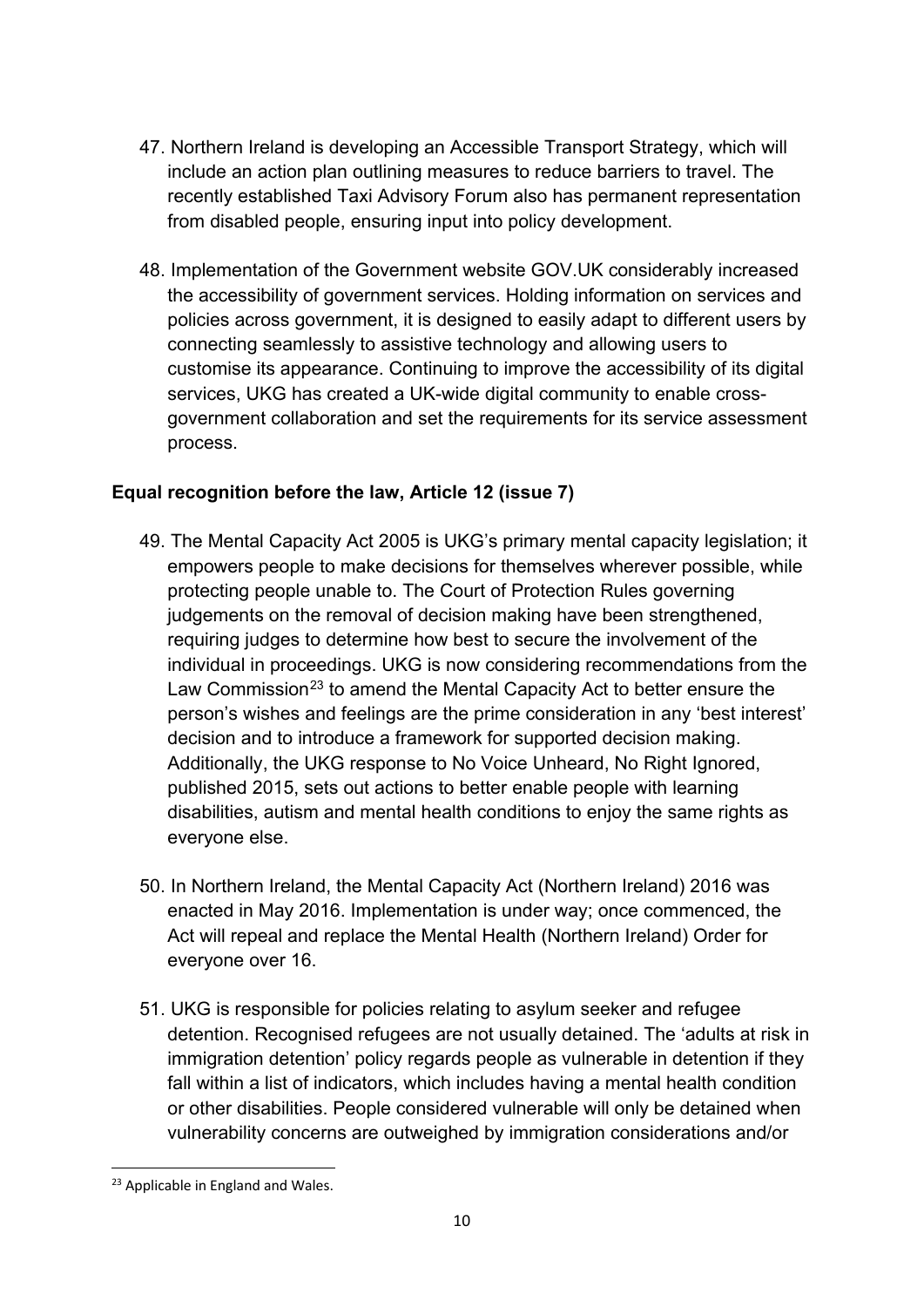47. Northern Ireland is developing an Accessible Transport Strategy, which will include an action plan outlining measures to reduce barriers to travel. The recently established Taxi Advisory Forum also has permanent representation from disabled people, ensuring input into policy development.

48. Implementation of the Government website GOV.UK considerably increased the accessibility of government services. Holding information on services and policies across government, it is designed to easily adapt to different users by connecting seamlessly to assistive technology and allowing users to customise its appearance. Continuing to improve the accessibility of its digital services, UKG has created a UK-wide digital community to enable cross-government collaboration and set the requirements for its service assessment process.

**Equal recognition before the law, Article 12 (issue 7)**

49. The Mental Capacity Act 2005 is UKG's primary mental capacity legislation; it empowers people to make decisions for themselves wherever possible, while protecting people unable to. The Court of Protection Rules governing judgements on the removal of decision making have been strengthened, requiring judges to determine how best to secure the involvement of the individual in proceedings. UKG is now considering recommendations from the Law Commission[23] to amend the Mental Capacity Act to better ensure the person's wishes and feelings are the prime consideration in any 'best interest' decision and to introduce a framework for supported decision making. Additionally, the UKG response to No Voice Unheard, No Right Ignored, published 2015, sets out actions to better enable people with learning disabilities, autism and mental health conditions to enjoy the same rights as everyone else.

50. In Northern Ireland, the Mental Capacity Act (Northern Ireland) 2016 was enacted in May 2016. Implementation is under way; once commenced, the Act will repeal and replace the Mental Health (Northern Ireland) Order for everyone over 16.

51. UKG is responsible for policies relating to asylum seeker and refugee detention. Recognised refugees are not usually detained. The 'adults at risk in immigration detention' policy regards people as vulnerable in detention if they fall within a list of indicators, which includes having a mental health condition or other disabilities. People considered vulnerable will only be detained when vulnerability concerns are outweighed by immigration considerations and/or

[23] Applicable in England and Wales.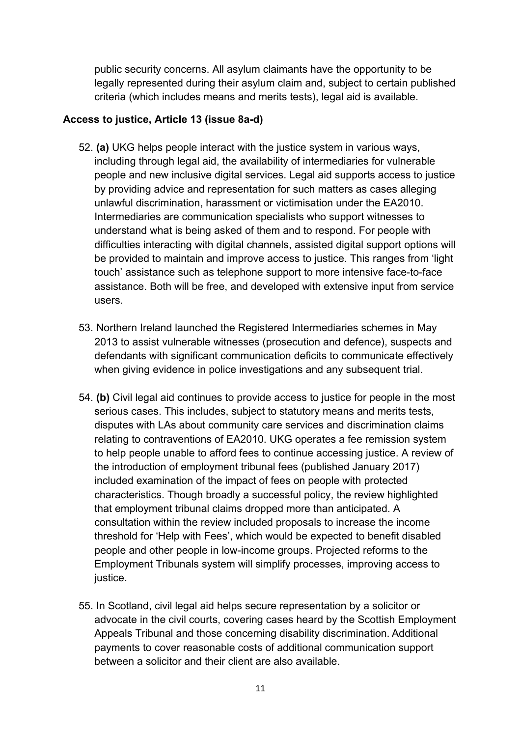public security concerns. All asylum claimants have the opportunity to be legally represented during their asylum claim and, subject to certain published criteria (which includes means and merits tests), legal aid is available.

**Access to justice, Article 13 (issue 8a-d)**

52. **(a)** UKG helps people interact with the justice system in various ways, including through legal aid, the availability of intermediaries for vulnerable people and new inclusive digital services. Legal aid supports access to justice by providing advice and representation for such matters as cases alleging unlawful discrimination, harassment or victimisation under the EA2010. Intermediaries are communication specialists who support witnesses to understand what is being asked of them and to respond. For people with difficulties interacting with digital channels, assisted digital support options will be provided to maintain and improve access to justice. This ranges from 'light touch' assistance such as telephone support to more intensive face-to-face assistance. Both will be free, and developed with extensive input from service users.

53. Northern Ireland launched the Registered Intermediaries schemes in May 2013 to assist vulnerable witnesses (prosecution and defence), suspects and defendants with significant communication deficits to communicate effectively when giving evidence in police investigations and any subsequent trial.

54. **(b)** Civil legal aid continues to provide access to justice for people in the most serious cases. This includes, subject to statutory means and merits tests, disputes with LAs about community care services and discrimination claims relating to contraventions of EA2010. UKG operates a fee remission system to help people unable to afford fees to continue accessing justice. A review of the introduction of employment tribunal fees (published January 2017) included examination of the impact of fees on people with protected characteristics. Though broadly a successful policy, the review highlighted that employment tribunal claims dropped more than anticipated. A consultation within the review included proposals to increase the income threshold for 'Help with Fees', which would be expected to benefit disabled people and other people in low-income groups. Projected reforms to the Employment Tribunals system will simplify processes, improving access to justice.

55. In Scotland, civil legal aid helps secure representation by a solicitor or advocate in the civil courts, covering cases heard by the Scottish Employment Appeals Tribunal and those concerning disability discrimination. Additional payments to cover reasonable costs of additional communication support between a solicitor and their client are also available.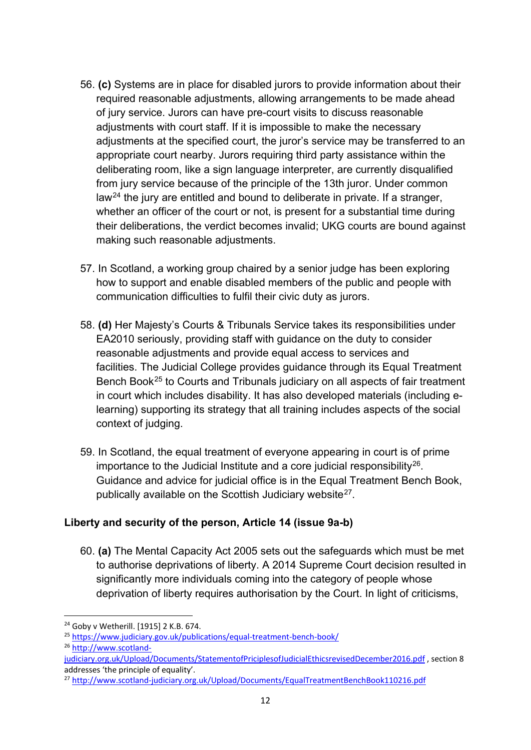56. **(c)** Systems are in place for disabled jurors to provide information about their required reasonable adjustments, allowing arrangements to be made ahead of jury service. Jurors can have pre-court visits to discuss reasonable adjustments with court staff. If it is impossible to make the necessary adjustments at the specified court, the juror's service may be transferred to an appropriate court nearby. Jurors requiring third party assistance within the deliberating room, like a sign language interpreter, are currently disqualified from jury service because of the principle of the 13th juror. Under common law[24] the jury are entitled and bound to deliberate in private. If a stranger, whether an officer of the court or not, is present for a substantial time during their deliberations, the verdict becomes invalid; UKG courts are bound against making such reasonable adjustments.

57. In Scotland, a working group chaired by a senior judge has been exploring how to support and enable disabled members of the public and people with communication difficulties to fulfil their civic duty as jurors.

58. **(d)** Her Majesty's Courts & Tribunals Service takes its responsibilities under EA2010 seriously, providing staff with guidance on the duty to consider reasonable adjustments and provide equal access to services and facilities. The Judicial College provides guidance through its Equal Treatment Bench Book[25] to Courts and Tribunals judiciary on all aspects of fair treatment in court which includes disability. It has also developed materials (including e-learning) supporting its strategy that all training includes aspects of the social context of judging.

59. In Scotland, the equal treatment of everyone appearing in court is of prime importance to the Judicial Institute and a core judicial responsibility[26]. Guidance and advice for judicial office is in the Equal Treatment Bench Book, publically available on the Scottish Judiciary website[27].

### Liberty and security of the person, Article 14 (issue 9a-b)

60. **(a)** The Mental Capacity Act 2005 sets out the safeguards which must be met to authorise deprivations of liberty. A 2014 Supreme Court decision resulted in significantly more individuals coming into the category of people whose deprivation of liberty requires authorisation by the Court. In light of criticisms,

---

[24] Goby v Wetherill. [1915] 2 K.B. 674.

[25] https://www.judiciary.gov.uk/publications/equal-treatment-bench-book/

[26] http://www.scotland-judiciary.org.uk/Upload/Documents/StatementofPriciplesofJudicialEthicsrevisedDecember2016.pdf , section 8 addresses 'the principle of equality'.

[27] http://www.scotland-judiciary.org.uk/Upload/Documents/EqualTreatmentBenchBook110216.pdf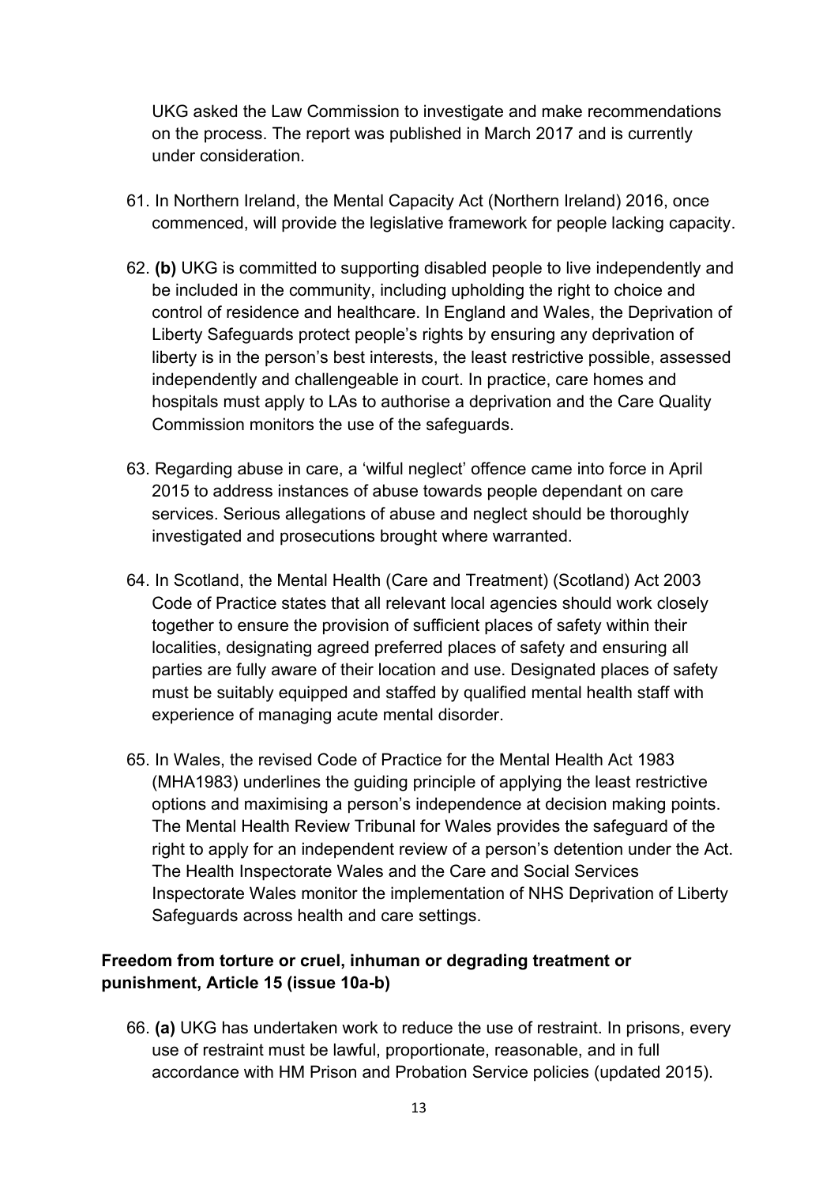UKG asked the Law Commission to investigate and make recommendations on the process. The report was published in March 2017 and is currently under consideration.

61. In Northern Ireland, the Mental Capacity Act (Northern Ireland) 2016, once commenced, will provide the legislative framework for people lacking capacity.

62. **(b)** UKG is committed to supporting disabled people to live independently and be included in the community, including upholding the right to choice and control of residence and healthcare. In England and Wales, the Deprivation of Liberty Safeguards protect people's rights by ensuring any deprivation of liberty is in the person's best interests, the least restrictive possible, assessed independently and challengeable in court. In practice, care homes and hospitals must apply to LAs to authorise a deprivation and the Care Quality Commission monitors the use of the safeguards.

63. Regarding abuse in care, a 'wilful neglect' offence came into force in April 2015 to address instances of abuse towards people dependant on care services. Serious allegations of abuse and neglect should be thoroughly investigated and prosecutions brought where warranted.

64. In Scotland, the Mental Health (Care and Treatment) (Scotland) Act 2003 Code of Practice states that all relevant local agencies should work closely together to ensure the provision of sufficient places of safety within their localities, designating agreed preferred places of safety and ensuring all parties are fully aware of their location and use. Designated places of safety must be suitably equipped and staffed by qualified mental health staff with experience of managing acute mental disorder.

65. In Wales, the revised Code of Practice for the Mental Health Act 1983 (MHA1983) underlines the guiding principle of applying the least restrictive options and maximising a person's independence at decision making points. The Mental Health Review Tribunal for Wales provides the safeguard of the right to apply for an independent review of a person's detention under the Act. The Health Inspectorate Wales and the Care and Social Services Inspectorate Wales monitor the implementation of NHS Deprivation of Liberty Safeguards across health and care settings.

### Freedom from torture or cruel, inhuman or degrading treatment or punishment, Article 15 (issue 10a-b)

66. **(a)** UKG has undertaken work to reduce the use of restraint. In prisons, every use of restraint must be lawful, proportionate, reasonable, and in full accordance with HM Prison and Probation Service policies (updated 2015).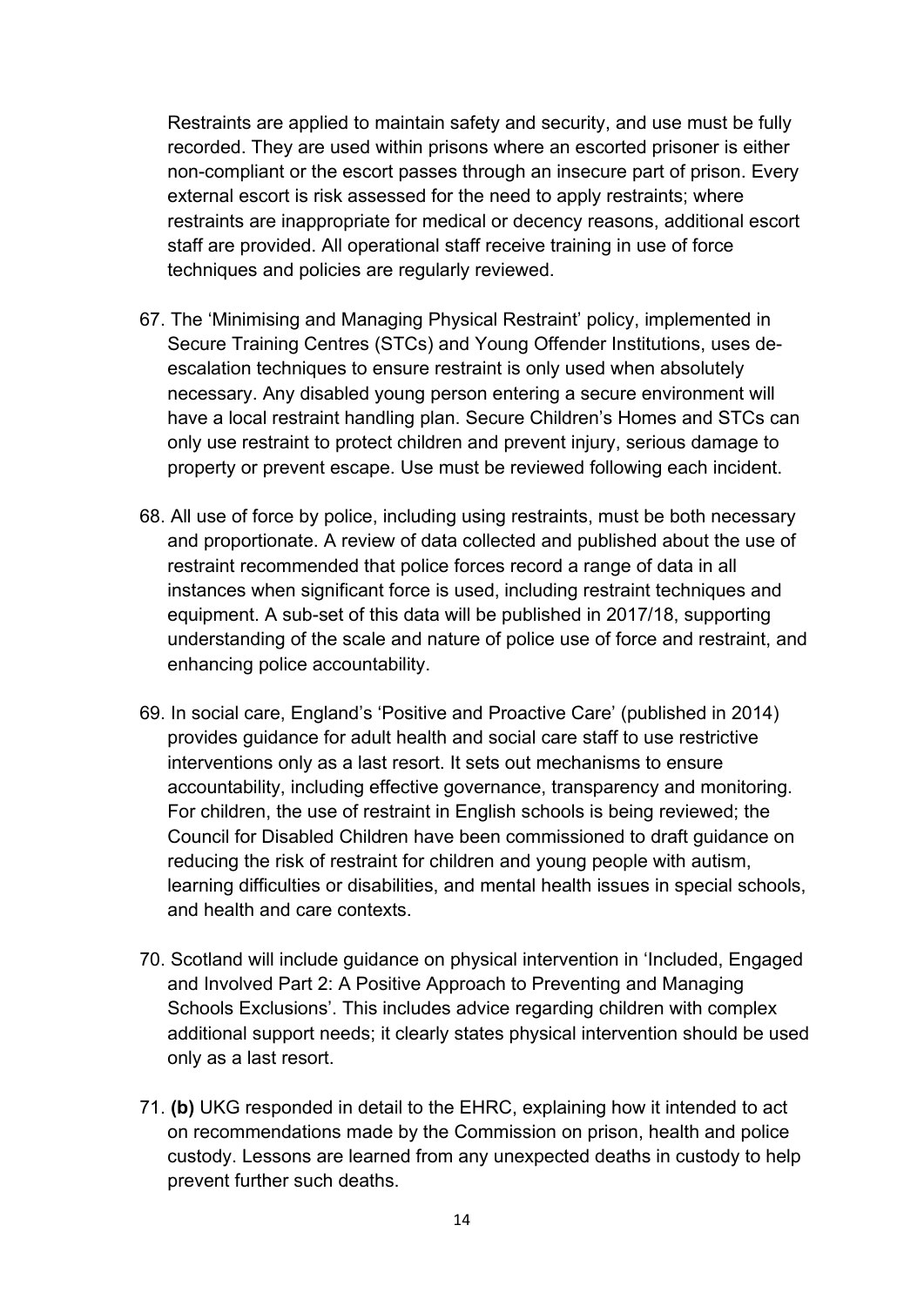Restraints are applied to maintain safety and security, and use must be fully recorded. They are used within prisons where an escorted prisoner is either non-compliant or the escort passes through an insecure part of prison. Every external escort is risk assessed for the need to apply restraints; where restraints are inappropriate for medical or decency reasons, additional escort staff are provided. All operational staff receive training in use of force techniques and policies are regularly reviewed.

67. The 'Minimising and Managing Physical Restraint' policy, implemented in Secure Training Centres (STCs) and Young Offender Institutions, uses de-escalation techniques to ensure restraint is only used when absolutely necessary. Any disabled young person entering a secure environment will have a local restraint handling plan. Secure Children's Homes and STCs can only use restraint to protect children and prevent injury, serious damage to property or prevent escape. Use must be reviewed following each incident.

68. All use of force by police, including using restraints, must be both necessary and proportionate. A review of data collected and published about the use of restraint recommended that police forces record a range of data in all instances when significant force is used, including restraint techniques and equipment. A sub-set of this data will be published in 2017/18, supporting understanding of the scale and nature of police use of force and restraint, and enhancing police accountability.

69. In social care, England's 'Positive and Proactive Care' (published in 2014) provides guidance for adult health and social care staff to use restrictive interventions only as a last resort. It sets out mechanisms to ensure accountability, including effective governance, transparency and monitoring. For children, the use of restraint in English schools is being reviewed; the Council for Disabled Children have been commissioned to draft guidance on reducing the risk of restraint for children and young people with autism, learning difficulties or disabilities, and mental health issues in special schools, and health and care contexts.

70. Scotland will include guidance on physical intervention in 'Included, Engaged and Involved Part 2: A Positive Approach to Preventing and Managing Schools Exclusions'. This includes advice regarding children with complex additional support needs; it clearly states physical intervention should be used only as a last resort.

71. **(b)** UKG responded in detail to the EHRC, explaining how it intended to act on recommendations made by the Commission on prison, health and police custody. Lessons are learned from any unexpected deaths in custody to help prevent further such deaths.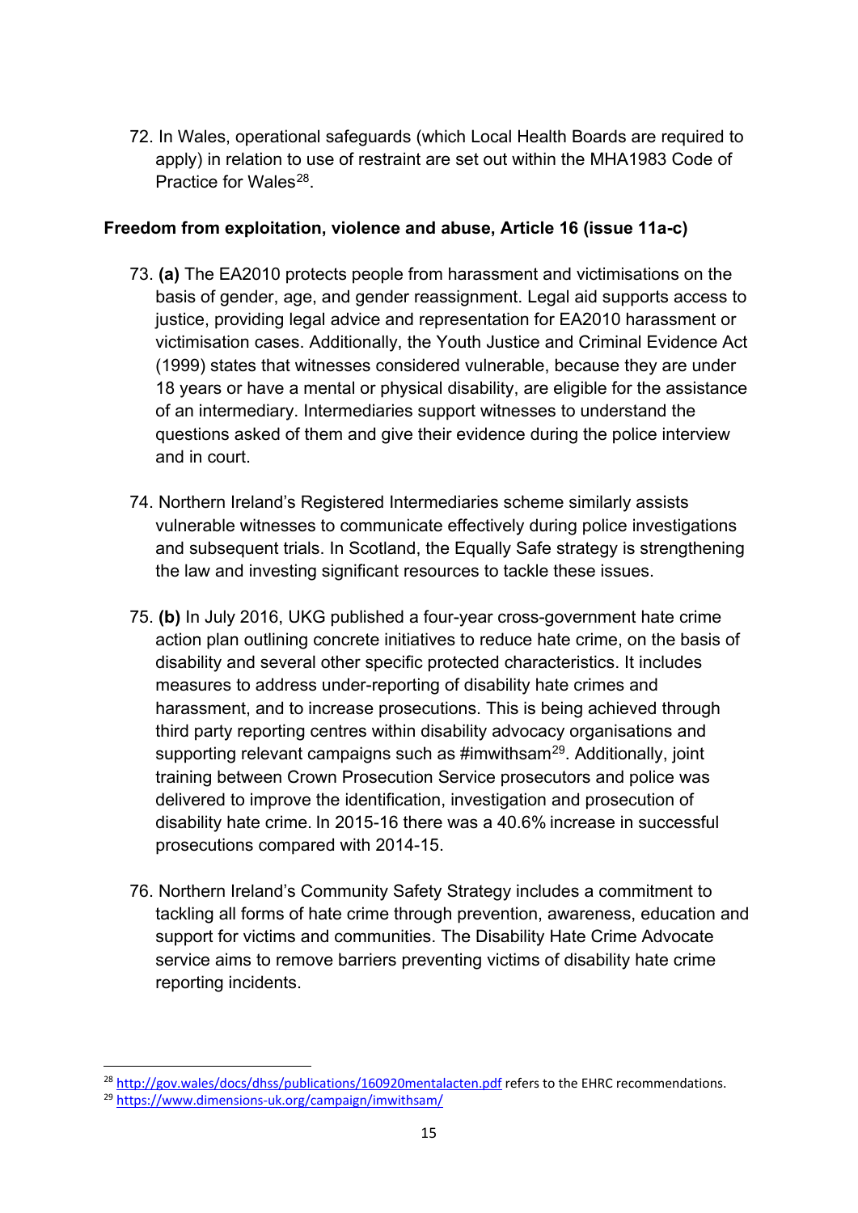72. In Wales, operational safeguards (which Local Health Boards are required to apply) in relation to use of restraint are set out within the MHA1983 Code of Practice for Wales[28].

**Freedom from exploitation, violence and abuse, Article 16 (issue 11a-c)**

73. **(a)** The EA2010 protects people from harassment and victimisations on the basis of gender, age, and gender reassignment. Legal aid supports access to justice, providing legal advice and representation for EA2010 harassment or victimisation cases. Additionally, the Youth Justice and Criminal Evidence Act (1999) states that witnesses considered vulnerable, because they are under 18 years or have a mental or physical disability, are eligible for the assistance of an intermediary. Intermediaries support witnesses to understand the questions asked of them and give their evidence during the police interview and in court.

74. Northern Ireland's Registered Intermediaries scheme similarly assists vulnerable witnesses to communicate effectively during police investigations and subsequent trials. In Scotland, the Equally Safe strategy is strengthening the law and investing significant resources to tackle these issues.

75. **(b)** In July 2016, UKG published a four-year cross-government hate crime action plan outlining concrete initiatives to reduce hate crime, on the basis of disability and several other specific protected characteristics. It includes measures to address under-reporting of disability hate crimes and harassment, and to increase prosecutions. This is being achieved through third party reporting centres within disability advocacy organisations and supporting relevant campaigns such as #imwithsam[29]. Additionally, joint training between Crown Prosecution Service prosecutors and police was delivered to improve the identification, investigation and prosecution of disability hate crime. In 2015-16 there was a 40.6% increase in successful prosecutions compared with 2014-15.

76. Northern Ireland's Community Safety Strategy includes a commitment to tackling all forms of hate crime through prevention, awareness, education and support for victims and communities. The Disability Hate Crime Advocate service aims to remove barriers preventing victims of disability hate crime reporting incidents.

---

[28] http://gov.wales/docs/dhss/publications/160920mentalacten.pdf refers to the EHRC recommendations.

[29] https://www.dimensions-uk.org/campaign/imwithsam/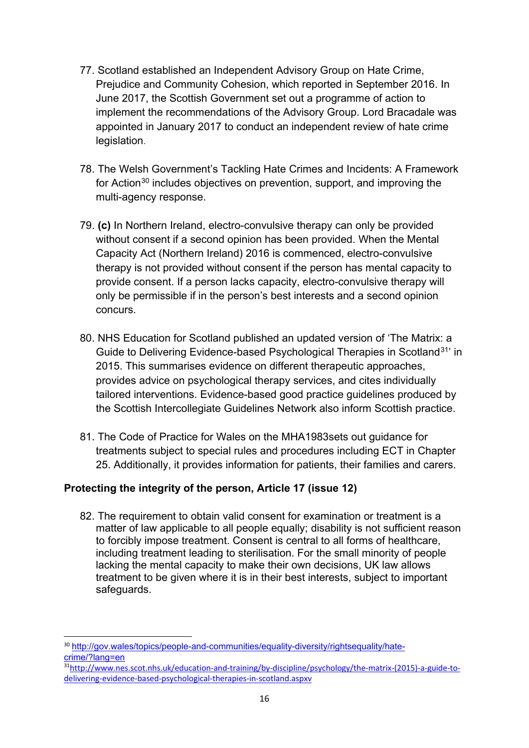77. Scotland established an Independent Advisory Group on Hate Crime, Prejudice and Community Cohesion, which reported in September 2016. In June 2017, the Scottish Government set out a programme of action to implement the recommendations of the Advisory Group. Lord Bracadale was appointed in January 2017 to conduct an independent review of hate crime legislation.

78. The Welsh Government's Tackling Hate Crimes and Incidents: A Framework for Action[30] includes objectives on prevention, support, and improving the multi-agency response.

79. **(c)** In Northern Ireland, electro-convulsive therapy can only be provided without consent if a second opinion has been provided. When the Mental Capacity Act (Northern Ireland) 2016 is commenced, electro-convulsive therapy is not provided without consent if the person has mental capacity to provide consent. If a person lacks capacity, electro-convulsive therapy will only be permissible if in the person's best interests and a second opinion concurs.

80. NHS Education for Scotland published an updated version of 'The Matrix: a Guide to Delivering Evidence-based Psychological Therapies in Scotland[31]' in 2015. This summarises evidence on different therapeutic approaches, provides advice on psychological therapy services, and cites individually tailored interventions. Evidence-based good practice guidelines produced by the Scottish Intercollegiate Guidelines Network also inform Scottish practice.

81. The Code of Practice for Wales on the MHA1983sets out guidance for treatments subject to special rules and procedures including ECT in Chapter 25. Additionally, it provides information for patients, their families and carers.

**Protecting the integrity of the person, Article 17 (issue 12)**

82. The requirement to obtain valid consent for examination or treatment is a matter of law applicable to all people equally; disability is not sufficient reason to forcibly impose treatment. Consent is central to all forms of healthcare, including treatment leading to sterilisation. For the small minority of people lacking the mental capacity to make their own decisions, UK law allows treatment to be given where it is in their best interests, subject to important safeguards.

---

[30] http://gov.wales/topics/people-and-communities/equality-diversity/rightsequality/hate-crime/?lang=en

[31] http://www.nes.scot.nhs.uk/education-and-training/by-discipline/psychology/the-matrix-(2015)-a-guide-to-delivering-evidence-based-psychological-therapies-in-scotland.aspxv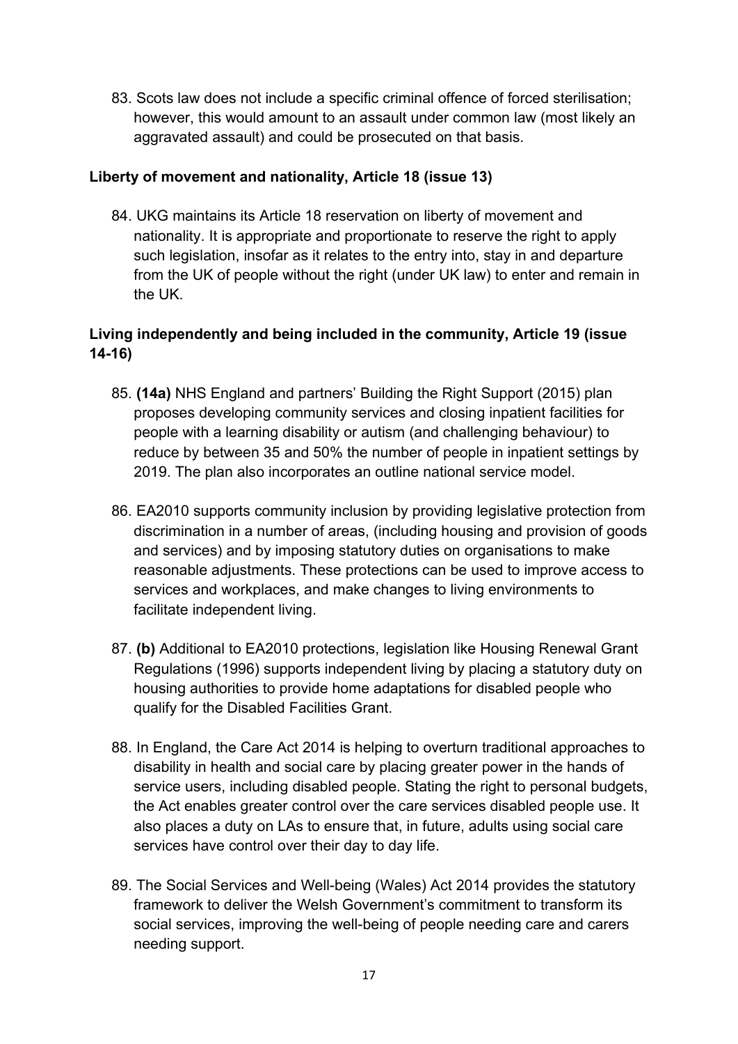83. Scots law does not include a specific criminal offence of forced sterilisation; however, this would amount to an assault under common law (most likely an aggravated assault) and could be prosecuted on that basis.

**Liberty of movement and nationality, Article 18 (issue 13)**

84. UKG maintains its Article 18 reservation on liberty of movement and nationality. It is appropriate and proportionate to reserve the right to apply such legislation, insofar as it relates to the entry into, stay in and departure from the UK of people without the right (under UK law) to enter and remain in the UK.

**Living independently and being included in the community, Article 19 (issue 14-16)**

85. **(14a)** NHS England and partners' Building the Right Support (2015) plan proposes developing community services and closing inpatient facilities for people with a learning disability or autism (and challenging behaviour) to reduce by between 35 and 50% the number of people in inpatient settings by 2019. The plan also incorporates an outline national service model.

86. EA2010 supports community inclusion by providing legislative protection from discrimination in a number of areas, (including housing and provision of goods and services) and by imposing statutory duties on organisations to make reasonable adjustments. These protections can be used to improve access to services and workplaces, and make changes to living environments to facilitate independent living.

87. **(b)** Additional to EA2010 protections, legislation like Housing Renewal Grant Regulations (1996) supports independent living by placing a statutory duty on housing authorities to provide home adaptations for disabled people who qualify for the Disabled Facilities Grant.

88. In England, the Care Act 2014 is helping to overturn traditional approaches to disability in health and social care by placing greater power in the hands of service users, including disabled people. Stating the right to personal budgets, the Act enables greater control over the care services disabled people use. It also places a duty on LAs to ensure that, in future, adults using social care services have control over their day to day life.

89. The Social Services and Well-being (Wales) Act 2014 provides the statutory framework to deliver the Welsh Government's commitment to transform its social services, improving the well-being of people needing care and carers needing support.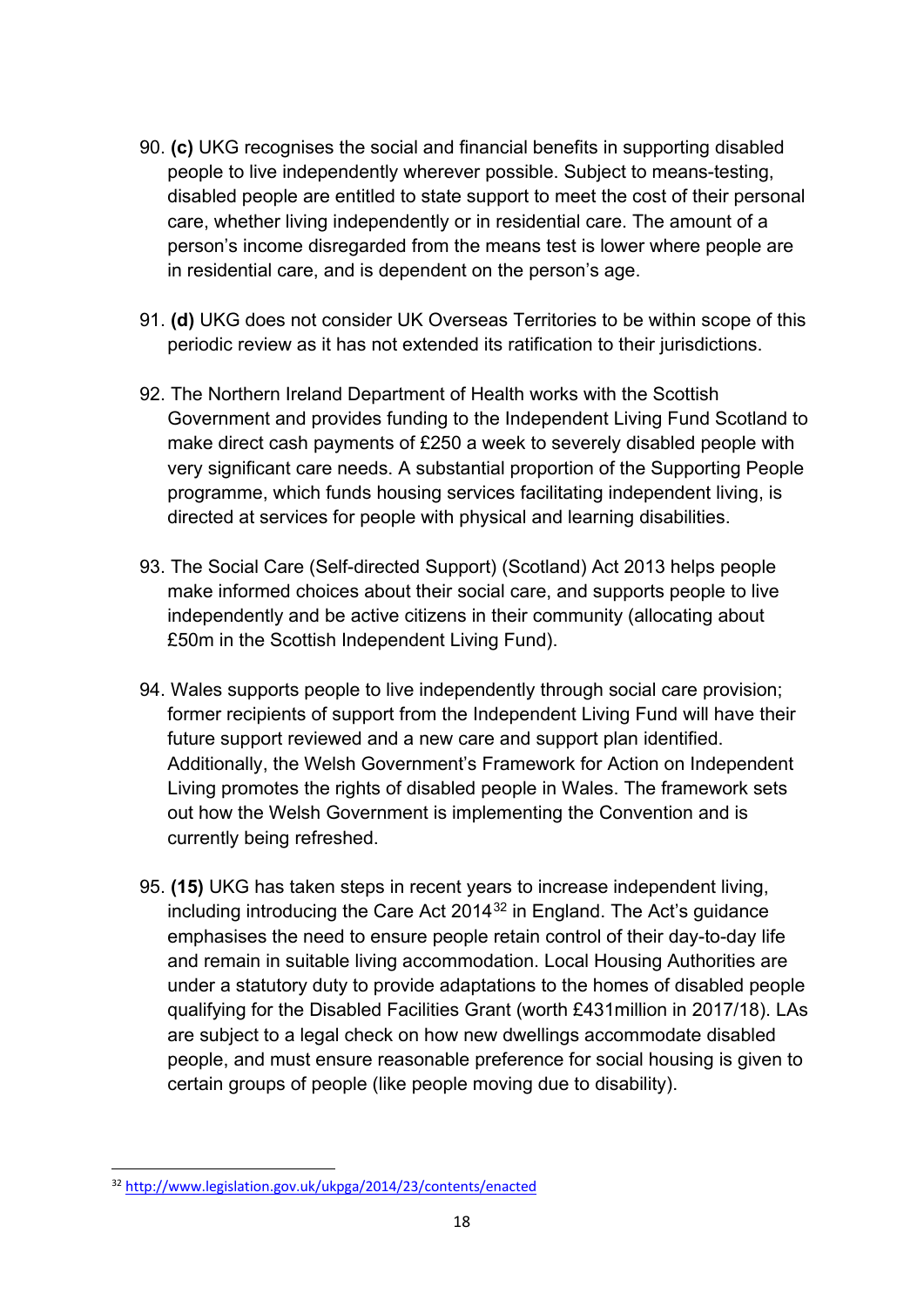90. **(c)** UKG recognises the social and financial benefits in supporting disabled people to live independently wherever possible. Subject to means-testing, disabled people are entitled to state support to meet the cost of their personal care, whether living independently or in residential care. The amount of a person's income disregarded from the means test is lower where people are in residential care, and is dependent on the person's age.

91. **(d)** UKG does not consider UK Overseas Territories to be within scope of this periodic review as it has not extended its ratification to their jurisdictions.

92. The Northern Ireland Department of Health works with the Scottish Government and provides funding to the Independent Living Fund Scotland to make direct cash payments of £250 a week to severely disabled people with very significant care needs. A substantial proportion of the Supporting People programme, which funds housing services facilitating independent living, is directed at services for people with physical and learning disabilities.

93. The Social Care (Self-directed Support) (Scotland) Act 2013 helps people make informed choices about their social care, and supports people to live independently and be active citizens in their community (allocating about £50m in the Scottish Independent Living Fund).

94. Wales supports people to live independently through social care provision; former recipients of support from the Independent Living Fund will have their future support reviewed and a new care and support plan identified. Additionally, the Welsh Government's Framework for Action on Independent Living promotes the rights of disabled people in Wales. The framework sets out how the Welsh Government is implementing the Convention and is currently being refreshed.

95. **(15)** UKG has taken steps in recent years to increase independent living, including introducing the Care Act 2014[32] in England. The Act's guidance emphasises the need to ensure people retain control of their day-to-day life and remain in suitable living accommodation. Local Housing Authorities are under a statutory duty to provide adaptations to the homes of disabled people qualifying for the Disabled Facilities Grant (worth £431million in 2017/18). LAs are subject to a legal check on how new dwellings accommodate disabled people, and must ensure reasonable preference for social housing is given to certain groups of people (like people moving due to disability).

[32] http://www.legislation.gov.uk/ukpga/2014/23/contents/enacted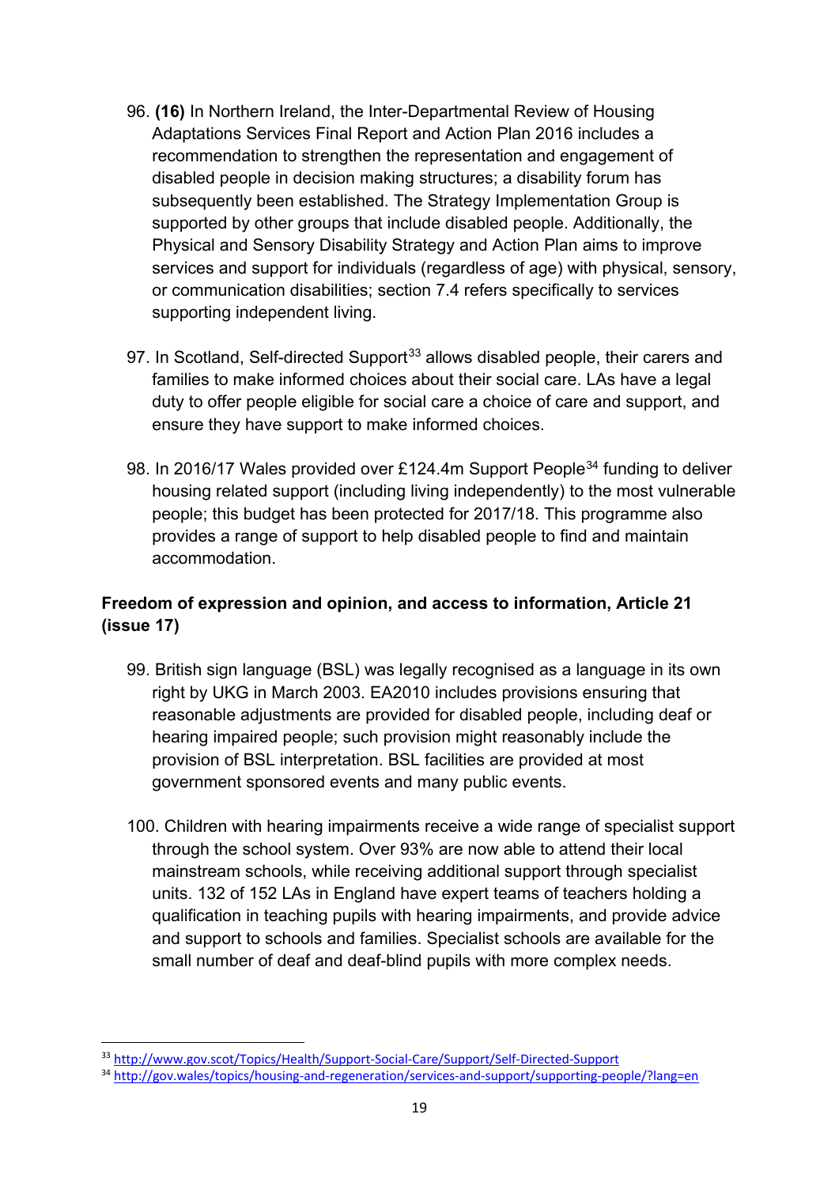96. **(16)** In Northern Ireland, the Inter-Departmental Review of Housing Adaptations Services Final Report and Action Plan 2016 includes a recommendation to strengthen the representation and engagement of disabled people in decision making structures; a disability forum has subsequently been established. The Strategy Implementation Group is supported by other groups that include disabled people. Additionally, the Physical and Sensory Disability Strategy and Action Plan aims to improve services and support for individuals (regardless of age) with physical, sensory, or communication disabilities; section 7.4 refers specifically to services supporting independent living.

97. In Scotland, Self-directed Support[33] allows disabled people, their carers and families to make informed choices about their social care. LAs have a legal duty to offer people eligible for social care a choice of care and support, and ensure they have support to make informed choices.

98. In 2016/17 Wales provided over £124.4m Support People[34] funding to deliver housing related support (including living independently) to the most vulnerable people; this budget has been protected for 2017/18. This programme also provides a range of support to help disabled people to find and maintain accommodation.

### Freedom of expression and opinion, and access to information, Article 21 (issue 17)

99. British sign language (BSL) was legally recognised as a language in its own right by UKG in March 2003. EA2010 includes provisions ensuring that reasonable adjustments are provided for disabled people, including deaf or hearing impaired people; such provision might reasonably include the provision of BSL interpretation. BSL facilities are provided at most government sponsored events and many public events.

100. Children with hearing impairments receive a wide range of specialist support through the school system. Over 93% are now able to attend their local mainstream schools, while receiving additional support through specialist units. 132 of 152 LAs in England have expert teams of teachers holding a qualification in teaching pupils with hearing impairments, and provide advice and support to schools and families. Specialist schools are available for the small number of deaf and deaf-blind pupils with more complex needs.

---

[33] http://www.gov.scot/Topics/Health/Support-Social-Care/Support/Self-Directed-Support

[34] http://gov.wales/topics/housing-and-regeneration/services-and-support/supporting-people/?lang=en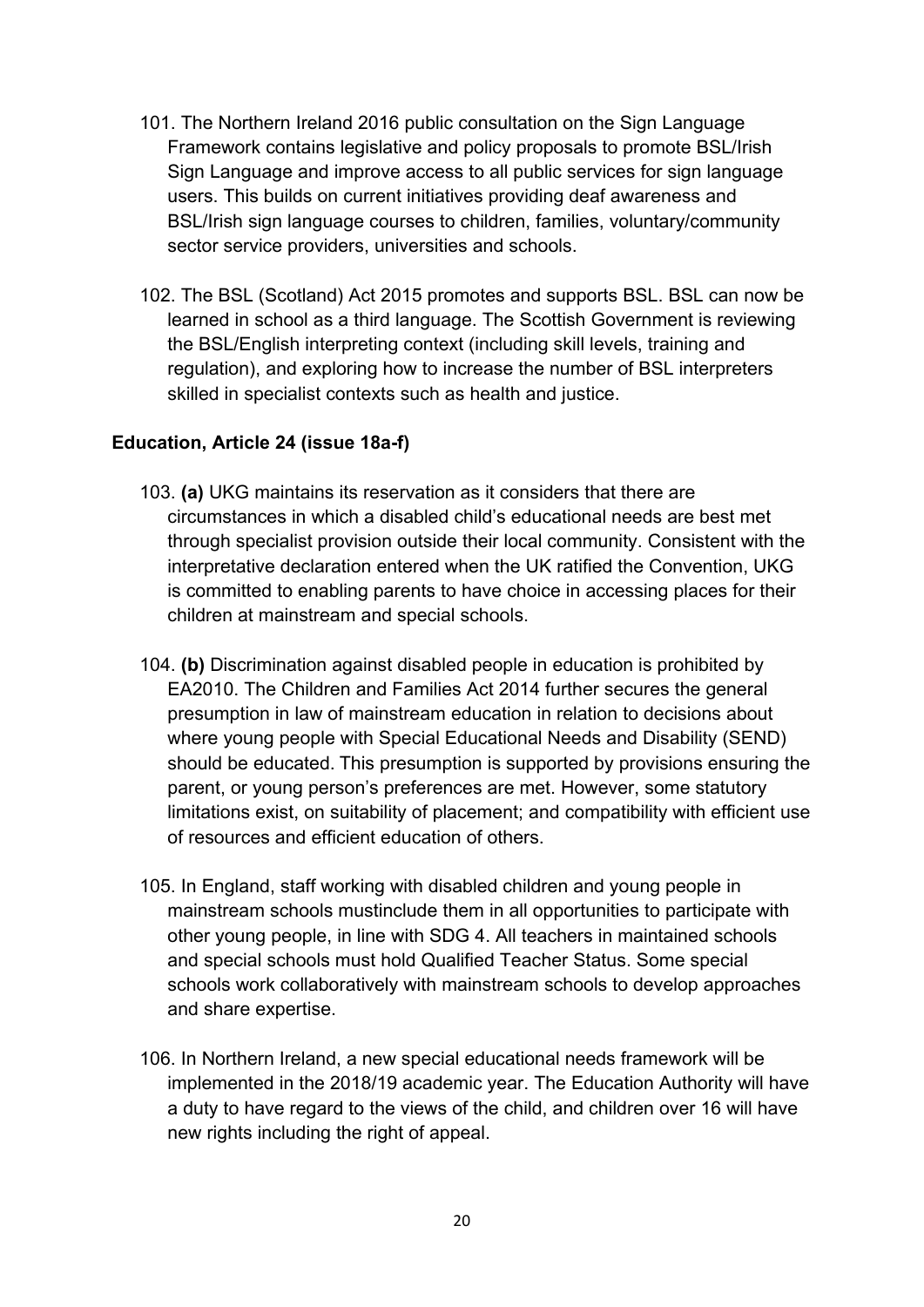101. The Northern Ireland 2016 public consultation on the Sign Language Framework contains legislative and policy proposals to promote BSL/Irish Sign Language and improve access to all public services for sign language users. This builds on current initiatives providing deaf awareness and BSL/Irish sign language courses to children, families, voluntary/community sector service providers, universities and schools.

102. The BSL (Scotland) Act 2015 promotes and supports BSL. BSL can now be learned in school as a third language. The Scottish Government is reviewing the BSL/English interpreting context (including skill levels, training and regulation), and exploring how to increase the number of BSL interpreters skilled in specialist contexts such as health and justice.

### Education, Article 24 (issue 18a-f)

103. **(a)** UKG maintains its reservation as it considers that there are circumstances in which a disabled child's educational needs are best met through specialist provision outside their local community. Consistent with the interpretative declaration entered when the UK ratified the Convention, UKG is committed to enabling parents to have choice in accessing places for their children at mainstream and special schools.

104. **(b)** Discrimination against disabled people in education is prohibited by EA2010. The Children and Families Act 2014 further secures the general presumption in law of mainstream education in relation to decisions about where young people with Special Educational Needs and Disability (SEND) should be educated. This presumption is supported by provisions ensuring the parent, or young person's preferences are met. However, some statutory limitations exist, on suitability of placement; and compatibility with efficient use of resources and efficient education of others.

105. In England, staff working with disabled children and young people in mainstream schools mustinclude them in all opportunities to participate with other young people, in line with SDG 4. All teachers in maintained schools and special schools must hold Qualified Teacher Status. Some special schools work collaboratively with mainstream schools to develop approaches and share expertise.

106. In Northern Ireland, a new special educational needs framework will be implemented in the 2018/19 academic year. The Education Authority will have a duty to have regard to the views of the child, and children over 16 will have new rights including the right of appeal.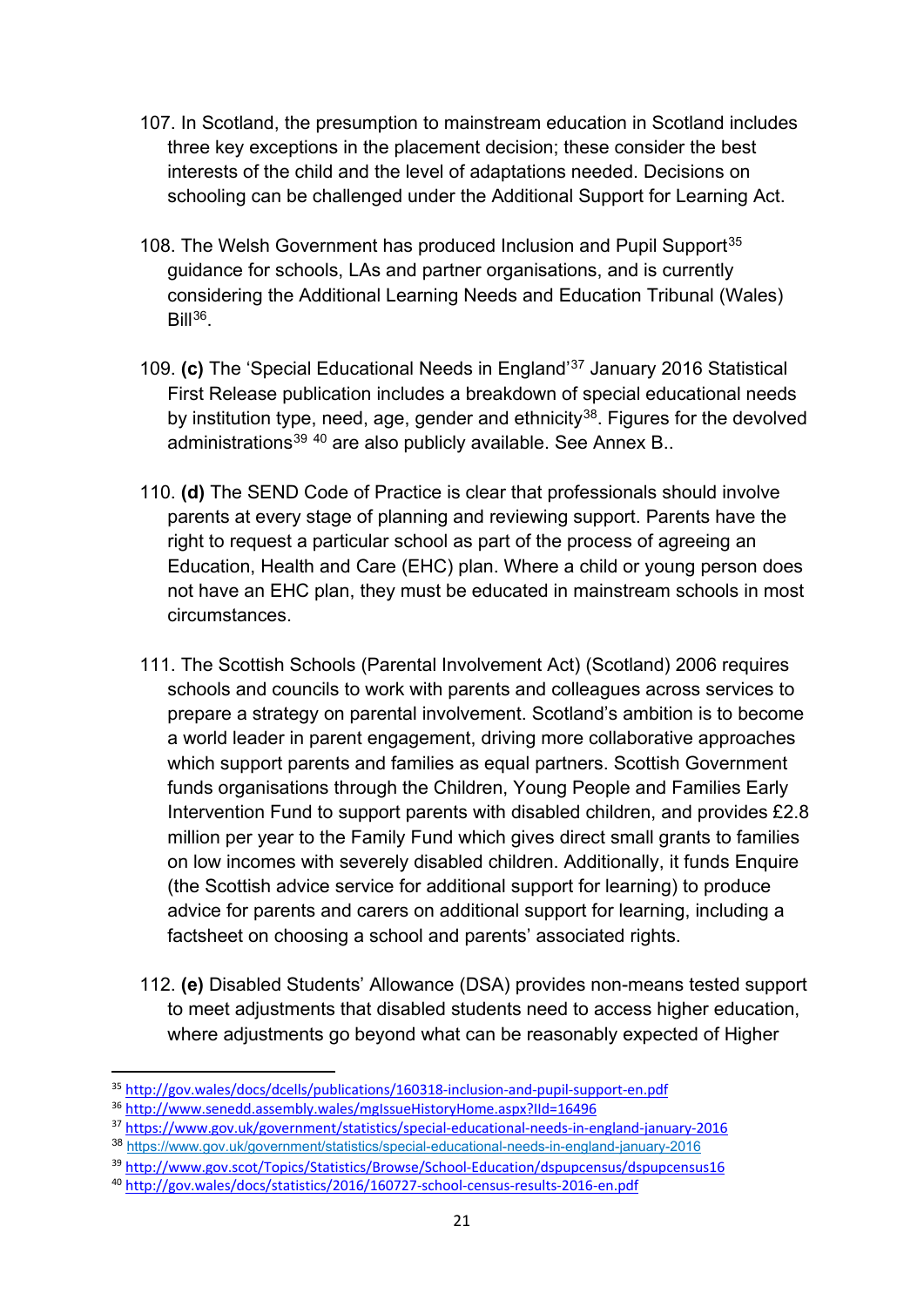107. In Scotland, the presumption to mainstream education in Scotland includes three key exceptions in the placement decision; these consider the best interests of the child and the level of adaptations needed. Decisions on schooling can be challenged under the Additional Support for Learning Act.

108. The Welsh Government has produced Inclusion and Pupil Support[35] guidance for schools, LAs and partner organisations, and is currently considering the Additional Learning Needs and Education Tribunal (Wales) Bill[36].

109. **(c)** The 'Special Educational Needs in England'[37] January 2016 Statistical First Release publication includes a breakdown of special educational needs by institution type, need, age, gender and ethnicity[38]. Figures for the devolved administrations[39] [40] are also publicly available. See Annex B..

110. **(d)** The SEND Code of Practice is clear that professionals should involve parents at every stage of planning and reviewing support. Parents have the right to request a particular school as part of the process of agreeing an Education, Health and Care (EHC) plan. Where a child or young person does not have an EHC plan, they must be educated in mainstream schools in most circumstances.

111. The Scottish Schools (Parental Involvement Act) (Scotland) 2006 requires schools and councils to work with parents and colleagues across services to prepare a strategy on parental involvement. Scotland's ambition is to become a world leader in parent engagement, driving more collaborative approaches which support parents and families as equal partners. Scottish Government funds organisations through the Children, Young People and Families Early Intervention Fund to support parents with disabled children, and provides £2.8 million per year to the Family Fund which gives direct small grants to families on low incomes with severely disabled children. Additionally, it funds Enquire (the Scottish advice service for additional support for learning) to produce advice for parents and carers on additional support for learning, including a factsheet on choosing a school and parents' associated rights.

112. **(e)** Disabled Students' Allowance (DSA) provides non-means tested support to meet adjustments that disabled students need to access higher education, where adjustments go beyond what can be reasonably expected of Higher

---

[35] http://gov.wales/docs/dcells/publications/160318-inclusion-and-pupil-support-en.pdf

[36] http://www.senedd.assembly.wales/mgIssueHistoryHome.aspx?IId=16496

[37] https://www.gov.uk/government/statistics/special-educational-needs-in-england-january-2016

[38] https://www.gov.uk/government/statistics/special-educational-needs-in-england-january-2016

[39] http://www.gov.scot/Topics/Statistics/Browse/School-Education/dspupcensus/dspupcensus16

[40] http://gov.wales/docs/statistics/2016/160727-school-census-results-2016-en.pdf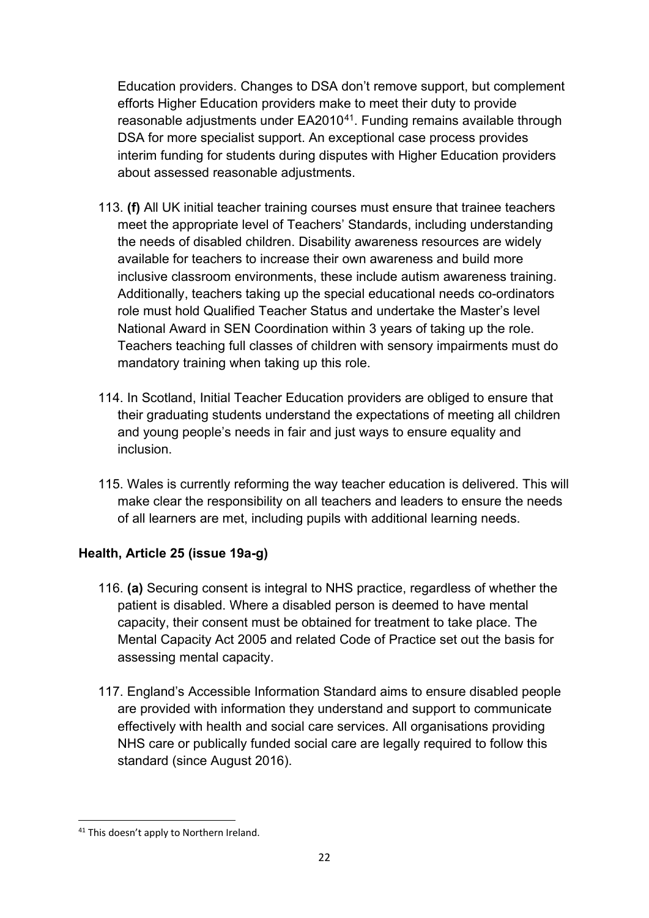Education providers. Changes to DSA don't remove support, but complement efforts Higher Education providers make to meet their duty to provide reasonable adjustments under EA2010[41]. Funding remains available through DSA for more specialist support. An exceptional case process provides interim funding for students during disputes with Higher Education providers about assessed reasonable adjustments.

113. **(f)** All UK initial teacher training courses must ensure that trainee teachers meet the appropriate level of Teachers' Standards, including understanding the needs of disabled children. Disability awareness resources are widely available for teachers to increase their own awareness and build more inclusive classroom environments, these include autism awareness training. Additionally, teachers taking up the special educational needs co-ordinators role must hold Qualified Teacher Status and undertake the Master's level National Award in SEN Coordination within 3 years of taking up the role. Teachers teaching full classes of children with sensory impairments must do mandatory training when taking up this role.

114. In Scotland, Initial Teacher Education providers are obliged to ensure that their graduating students understand the expectations of meeting all children and young people's needs in fair and just ways to ensure equality and inclusion.

115. Wales is currently reforming the way teacher education is delivered. This will make clear the responsibility on all teachers and leaders to ensure the needs of all learners are met, including pupils with additional learning needs.

### Health, Article 25 (issue 19a-g)

116. **(a)** Securing consent is integral to NHS practice, regardless of whether the patient is disabled. Where a disabled person is deemed to have mental capacity, their consent must be obtained for treatment to take place. The Mental Capacity Act 2005 and related Code of Practice set out the basis for assessing mental capacity.

117. England's Accessible Information Standard aims to ensure disabled people are provided with information they understand and support to communicate effectively with health and social care services. All organisations providing NHS care or publically funded social care are legally required to follow this standard (since August 2016).

[41] This doesn't apply to Northern Ireland.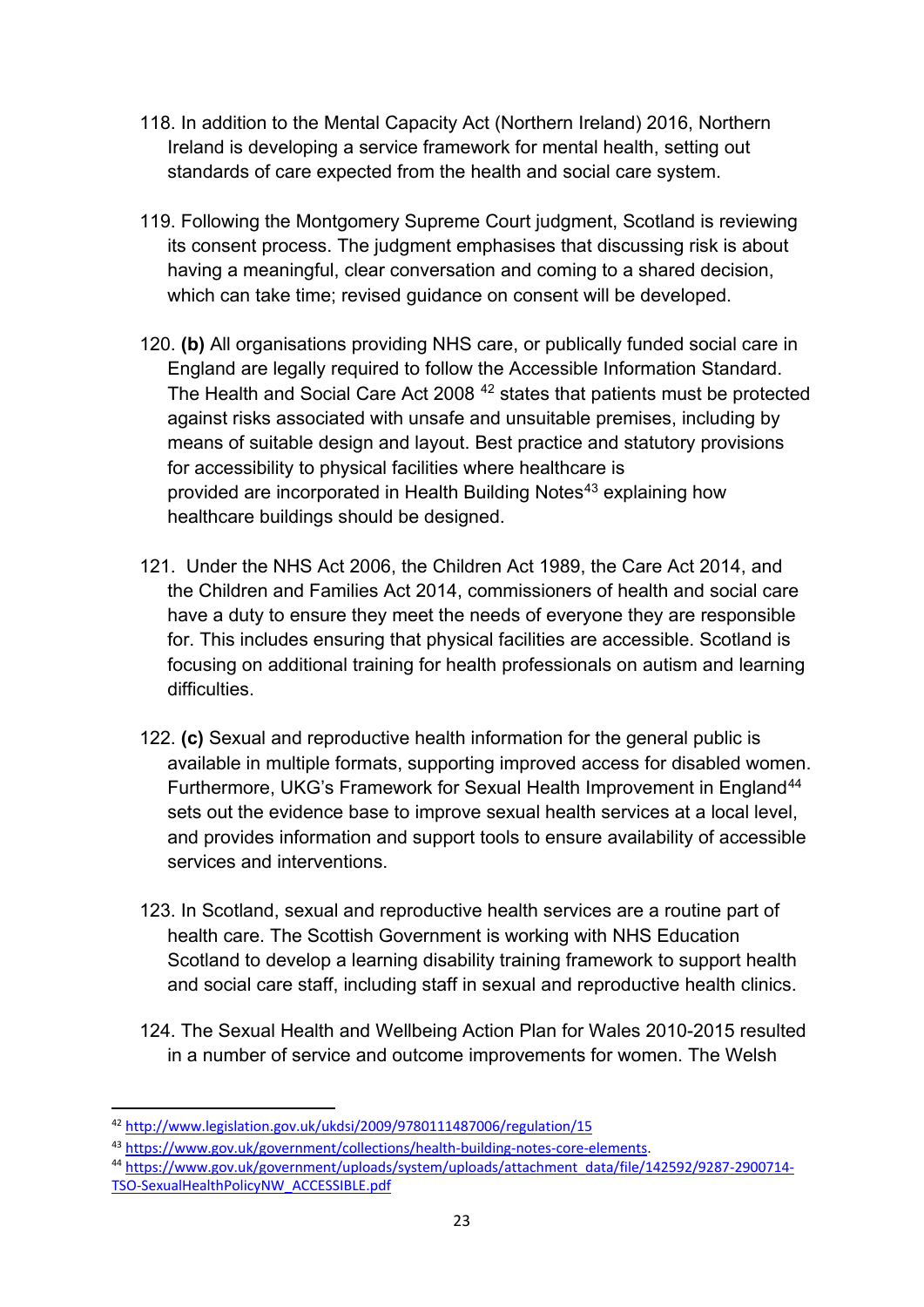118. In addition to the Mental Capacity Act (Northern Ireland) 2016, Northern Ireland is developing a service framework for mental health, setting out standards of care expected from the health and social care system.

119. Following the Montgomery Supreme Court judgment, Scotland is reviewing its consent process. The judgment emphasises that discussing risk is about having a meaningful, clear conversation and coming to a shared decision, which can take time; revised guidance on consent will be developed.

120. **(b)** All organisations providing NHS care, or publically funded social care in England are legally required to follow the Accessible Information Standard. The Health and Social Care Act 2008 [42] states that patients must be protected against risks associated with unsafe and unsuitable premises, including by means of suitable design and layout. Best practice and statutory provisions for accessibility to physical facilities where healthcare is provided are incorporated in Health Building Notes[43] explaining how healthcare buildings should be designed.

121. Under the NHS Act 2006, the Children Act 1989, the Care Act 2014, and the Children and Families Act 2014, commissioners of health and social care have a duty to ensure they meet the needs of everyone they are responsible for. This includes ensuring that physical facilities are accessible. Scotland is focusing on additional training for health professionals on autism and learning difficulties.

122. **(c)** Sexual and reproductive health information for the general public is available in multiple formats, supporting improved access for disabled women. Furthermore, UKG's Framework for Sexual Health Improvement in England[44] sets out the evidence base to improve sexual health services at a local level, and provides information and support tools to ensure availability of accessible services and interventions.

123. In Scotland, sexual and reproductive health services are a routine part of health care. The Scottish Government is working with NHS Education Scotland to develop a learning disability training framework to support health and social care staff, including staff in sexual and reproductive health clinics.

124. The Sexual Health and Wellbeing Action Plan for Wales 2010-2015 resulted in a number of service and outcome improvements for women. The Welsh

---

[42] http://www.legislation.gov.uk/ukdsi/2009/9780111487006/regulation/15

[43] https://www.gov.uk/government/collections/health-building-notes-core-elements.

[44] https://www.gov.uk/government/uploads/system/uploads/attachment_data/file/142592/9287-2900714-TSO-SexualHealthPolicyNW_ACCESSIBLE.pdf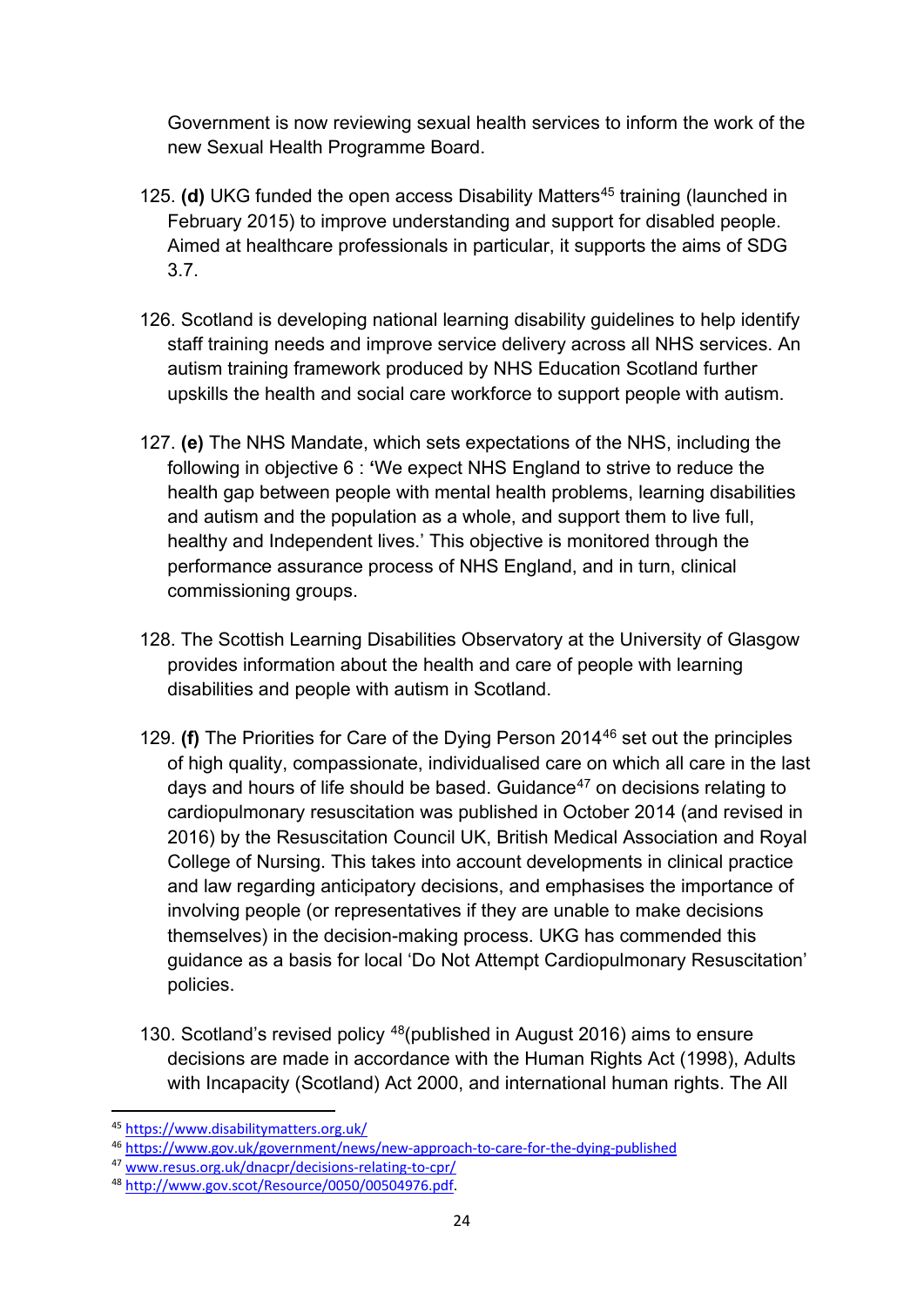Government is now reviewing sexual health services to inform the work of the new Sexual Health Programme Board.

125. **(d)** UKG funded the open access Disability Matters[45] training (launched in February 2015) to improve understanding and support for disabled people. Aimed at healthcare professionals in particular, it supports the aims of SDG 3.7.

126. Scotland is developing national learning disability guidelines to help identify staff training needs and improve service delivery across all NHS services. An autism training framework produced by NHS Education Scotland further upskills the health and social care workforce to support people with autism.

127. **(e)** The NHS Mandate, which sets expectations of the NHS, including the following in objective 6 : **'**We expect NHS England to strive to reduce the health gap between people with mental health problems, learning disabilities and autism and the population as a whole, and support them to live full, healthy and Independent lives.' This objective is monitored through the performance assurance process of NHS England, and in turn, clinical commissioning groups.

128. The Scottish Learning Disabilities Observatory at the University of Glasgow provides information about the health and care of people with learning disabilities and people with autism in Scotland.

129. **(f)** The Priorities for Care of the Dying Person 2014[46] set out the principles of high quality, compassionate, individualised care on which all care in the last days and hours of life should be based. Guidance[47] on decisions relating to cardiopulmonary resuscitation was published in October 2014 (and revised in 2016) by the Resuscitation Council UK, British Medical Association and Royal College of Nursing. This takes into account developments in clinical practice and law regarding anticipatory decisions, and emphasises the importance of involving people (or representatives if they are unable to make decisions themselves) in the decision-making process. UKG has commended this guidance as a basis for local 'Do Not Attempt Cardiopulmonary Resuscitation' policies.

130. Scotland's revised policy [48](published in August 2016) aims to ensure decisions are made in accordance with the Human Rights Act (1998), Adults with Incapacity (Scotland) Act 2000, and international human rights. The All

---

[45] https://www.disabilitymatters.org.uk/

[46] https://www.gov.uk/government/news/new-approach-to-care-for-the-dying-published

[47] www.resus.org.uk/dnacpr/decisions-relating-to-cpr/

[48] http://www.gov.scot/Resource/0050/00504976.pdf.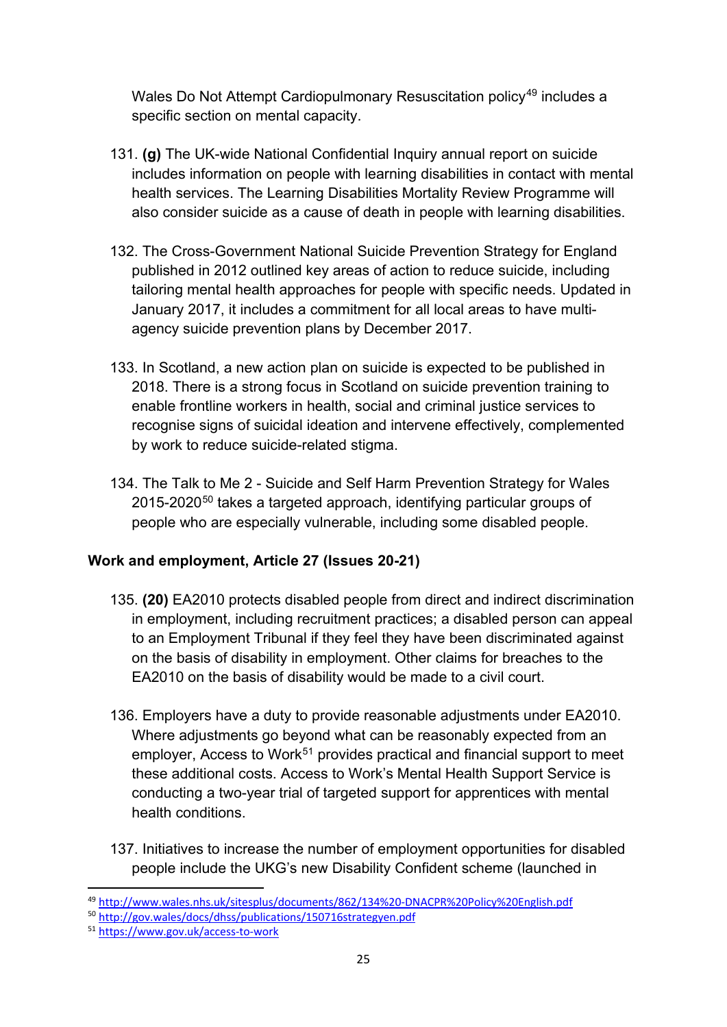Wales Do Not Attempt Cardiopulmonary Resuscitation policy[49] includes a specific section on mental capacity.

131. **(g)** The UK-wide National Confidential Inquiry annual report on suicide includes information on people with learning disabilities in contact with mental health services. The Learning Disabilities Mortality Review Programme will also consider suicide as a cause of death in people with learning disabilities.

132. The Cross-Government National Suicide Prevention Strategy for England published in 2012 outlined key areas of action to reduce suicide, including tailoring mental health approaches for people with specific needs. Updated in January 2017, it includes a commitment for all local areas to have multi-agency suicide prevention plans by December 2017.

133. In Scotland, a new action plan on suicide is expected to be published in 2018. There is a strong focus in Scotland on suicide prevention training to enable frontline workers in health, social and criminal justice services to recognise signs of suicidal ideation and intervene effectively, complemented by work to reduce suicide-related stigma.

134. The Talk to Me 2 - Suicide and Self Harm Prevention Strategy for Wales 2015-2020[50] takes a targeted approach, identifying particular groups of people who are especially vulnerable, including some disabled people.

**Work and employment, Article 27 (Issues 20-21)**

135. **(20)** EA2010 protects disabled people from direct and indirect discrimination in employment, including recruitment practices; a disabled person can appeal to an Employment Tribunal if they feel they have been discriminated against on the basis of disability in employment. Other claims for breaches to the EA2010 on the basis of disability would be made to a civil court.

136. Employers have a duty to provide reasonable adjustments under EA2010. Where adjustments go beyond what can be reasonably expected from an employer, Access to Work[51] provides practical and financial support to meet these additional costs. Access to Work's Mental Health Support Service is conducting a two-year trial of targeted support for apprentices with mental health conditions.

137. Initiatives to increase the number of employment opportunities for disabled people include the UKG's new Disability Confident scheme (launched in

[49] http://www.wales.nhs.uk/sitesplus/documents/862/134%20-DNACPR%20Policy%20English.pdf

[50] http://gov.wales/docs/dhss/publications/150716strategyen.pdf

[51] https://www.gov.uk/access-to-work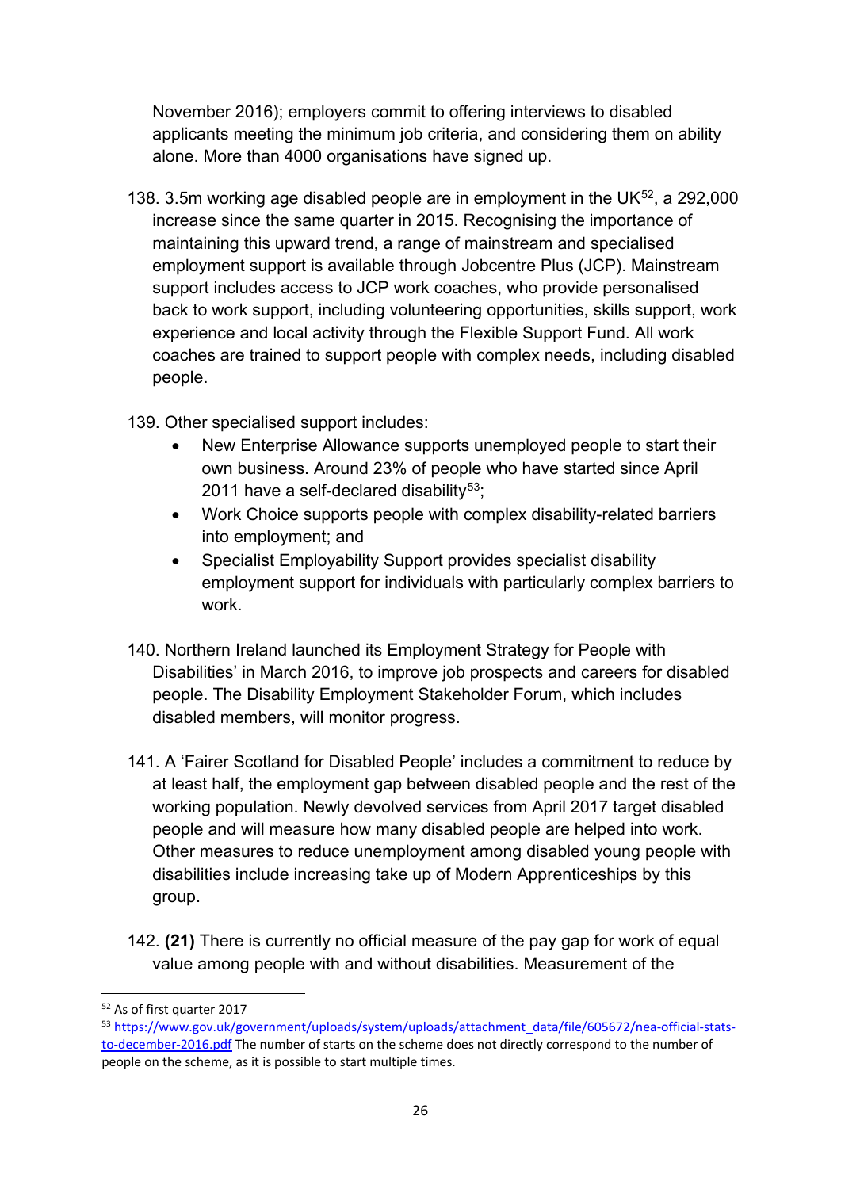November 2016); employers commit to offering interviews to disabled applicants meeting the minimum job criteria, and considering them on ability alone. More than 4000 organisations have signed up.

138. 3.5m working age disabled people are in employment in the UK[52], a 292,000 increase since the same quarter in 2015. Recognising the importance of maintaining this upward trend, a range of mainstream and specialised employment support is available through Jobcentre Plus (JCP). Mainstream support includes access to JCP work coaches, who provide personalised back to work support, including volunteering opportunities, skills support, work experience and local activity through the Flexible Support Fund. All work coaches are trained to support people with complex needs, including disabled people.

139. Other specialised support includes:
    - New Enterprise Allowance supports unemployed people to start their own business. Around 23% of people who have started since April 2011 have a self-declared disability[53];
    - Work Choice supports people with complex disability-related barriers into employment; and
    - Specialist Employability Support provides specialist disability employment support for individuals with particularly complex barriers to work.

140. Northern Ireland launched its Employment Strategy for People with Disabilities' in March 2016, to improve job prospects and careers for disabled people. The Disability Employment Stakeholder Forum, which includes disabled members, will monitor progress.

141. A 'Fairer Scotland for Disabled People' includes a commitment to reduce by at least half, the employment gap between disabled people and the rest of the working population. Newly devolved services from April 2017 target disabled people and will measure how many disabled people are helped into work. Other measures to reduce unemployment among disabled young people with disabilities include increasing take up of Modern Apprenticeships by this group.

142. **(21)** There is currently no official measure of the pay gap for work of equal value among people with and without disabilities. Measurement of the

---

[52] As of first quarter 2017

[53] https://www.gov.uk/government/uploads/system/uploads/attachment_data/file/605672/nea-official-stats-to-december-2016.pdf The number of starts on the scheme does not directly correspond to the number of people on the scheme, as it is possible to start multiple times.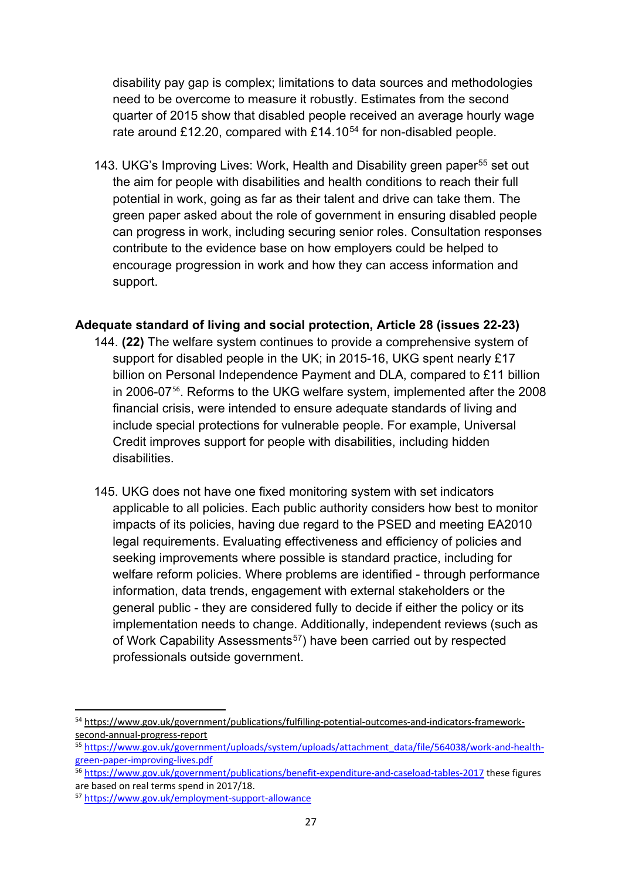disability pay gap is complex; limitations to data sources and methodologies need to be overcome to measure it robustly. Estimates from the second quarter of 2015 show that disabled people received an average hourly wage rate around £12.20, compared with £14.10[54] for non-disabled people.

143. UKG's Improving Lives: Work, Health and Disability green paper[55] set out the aim for people with disabilities and health conditions to reach their full potential in work, going as far as their talent and drive can take them. The green paper asked about the role of government in ensuring disabled people can progress in work, including securing senior roles. Consultation responses contribute to the evidence base on how employers could be helped to encourage progression in work and how they can access information and support.

### Adequate standard of living and social protection, Article 28 (issues 22-23)

144. **(22)** The welfare system continues to provide a comprehensive system of support for disabled people in the UK; in 2015-16, UKG spent nearly £17 billion on Personal Independence Payment and DLA, compared to £11 billion in 2006-07[56]. Reforms to the UKG welfare system, implemented after the 2008 financial crisis, were intended to ensure adequate standards of living and include special protections for vulnerable people. For example, Universal Credit improves support for people with disabilities, including hidden disabilities.

145. UKG does not have one fixed monitoring system with set indicators applicable to all policies. Each public authority considers how best to monitor impacts of its policies, having due regard to the PSED and meeting EA2010 legal requirements. Evaluating effectiveness and efficiency of policies and seeking improvements where possible is standard practice, including for welfare reform policies. Where problems are identified - through performance information, data trends, engagement with external stakeholders or the general public - they are considered fully to decide if either the policy or its implementation needs to change. Additionally, independent reviews (such as of Work Capability Assessments[57]) have been carried out by respected professionals outside government.

---

[54] https://www.gov.uk/government/publications/fulfilling-potential-outcomes-and-indicators-framework-second-annual-progress-report

[55] https://www.gov.uk/government/uploads/system/uploads/attachment_data/file/564038/work-and-health-green-paper-improving-lives.pdf

[56] https://www.gov.uk/government/publications/benefit-expenditure-and-caseload-tables-2017 these figures are based on real terms spend in 2017/18.

[57] https://www.gov.uk/employment-support-allowance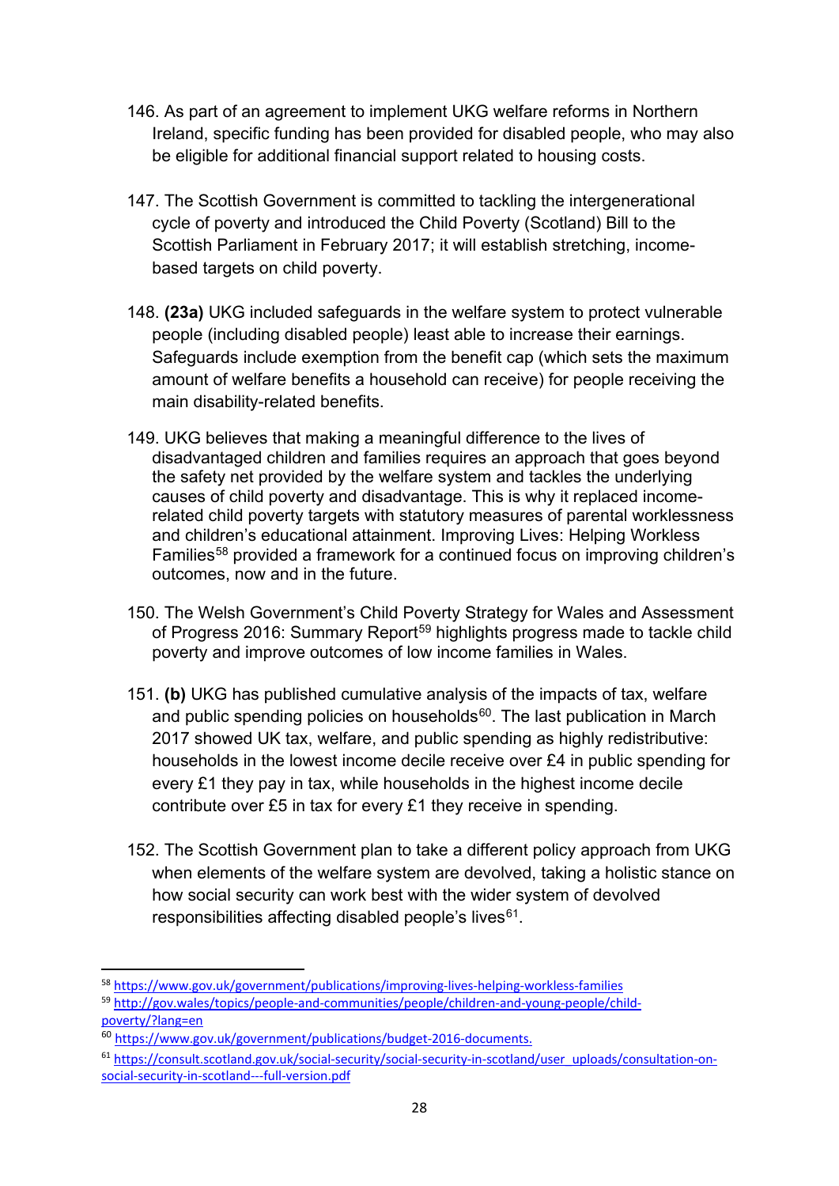146. As part of an agreement to implement UKG welfare reforms in Northern Ireland, specific funding has been provided for disabled people, who may also be eligible for additional financial support related to housing costs.

147. The Scottish Government is committed to tackling the intergenerational cycle of poverty and introduced the Child Poverty (Scotland) Bill to the Scottish Parliament in February 2017; it will establish stretching, income-based targets on child poverty.

148. **(23a)** UKG included safeguards in the welfare system to protect vulnerable people (including disabled people) least able to increase their earnings. Safeguards include exemption from the benefit cap (which sets the maximum amount of welfare benefits a household can receive) for people receiving the main disability-related benefits.

149. UKG believes that making a meaningful difference to the lives of disadvantaged children and families requires an approach that goes beyond the safety net provided by the welfare system and tackles the underlying causes of child poverty and disadvantage. This is why it replaced income-related child poverty targets with statutory measures of parental worklessness and children's educational attainment. Improving Lives: Helping Workless Families[58] provided a framework for a continued focus on improving children's outcomes, now and in the future.

150. The Welsh Government's Child Poverty Strategy for Wales and Assessment of Progress 2016: Summary Report[59] highlights progress made to tackle child poverty and improve outcomes of low income families in Wales.

151. **(b)** UKG has published cumulative analysis of the impacts of tax, welfare and public spending policies on households[60]. The last publication in March 2017 showed UK tax, welfare, and public spending as highly redistributive: households in the lowest income decile receive over £4 in public spending for every £1 they pay in tax, while households in the highest income decile contribute over £5 in tax for every £1 they receive in spending.

152. The Scottish Government plan to take a different policy approach from UKG when elements of the welfare system are devolved, taking a holistic stance on how social security can work best with the wider system of devolved responsibilities affecting disabled people's lives[61].

---

[58] https://www.gov.uk/government/publications/improving-lives-helping-workless-families

[59] http://gov.wales/topics/people-and-communities/people/children-and-young-people/child-poverty/?lang=en

[60] https://www.gov.uk/government/publications/budget-2016-documents.

[61] https://consult.scotland.gov.uk/social-security/social-security-in-scotland/user_uploads/consultation-on-social-security-in-scotland---full-version.pdf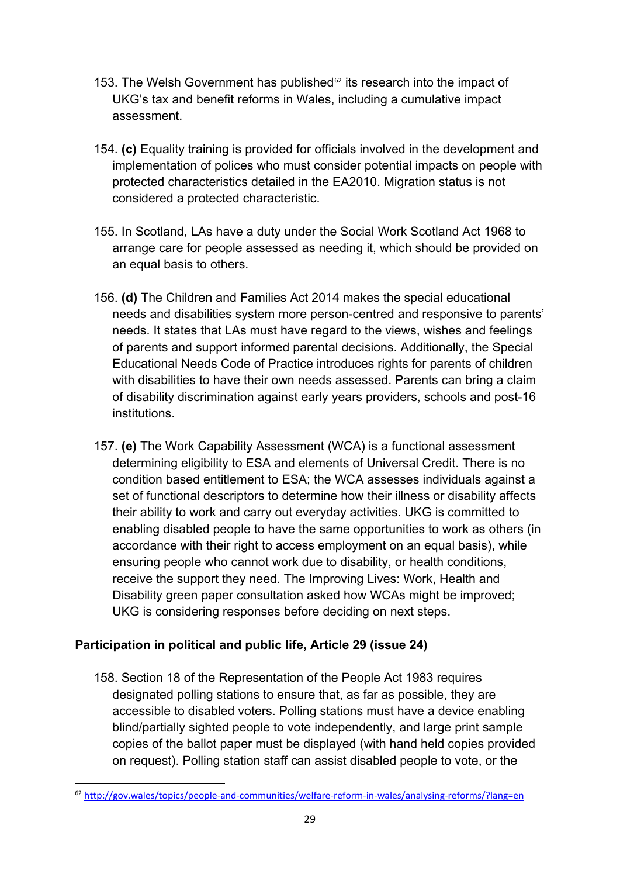153. The Welsh Government has published[62] its research into the impact of UKG's tax and benefit reforms in Wales, including a cumulative impact assessment.

154. **(c)** Equality training is provided for officials involved in the development and implementation of polices who must consider potential impacts on people with protected characteristics detailed in the EA2010. Migration status is not considered a protected characteristic.

155. In Scotland, LAs have a duty under the Social Work Scotland Act 1968 to arrange care for people assessed as needing it, which should be provided on an equal basis to others.

156. **(d)** The Children and Families Act 2014 makes the special educational needs and disabilities system more person-centred and responsive to parents' needs. It states that LAs must have regard to the views, wishes and feelings of parents and support informed parental decisions. Additionally, the Special Educational Needs Code of Practice introduces rights for parents of children with disabilities to have their own needs assessed. Parents can bring a claim of disability discrimination against early years providers, schools and post-16 institutions.

157. **(e)** The Work Capability Assessment (WCA) is a functional assessment determining eligibility to ESA and elements of Universal Credit. There is no condition based entitlement to ESA; the WCA assesses individuals against a set of functional descriptors to determine how their illness or disability affects their ability to work and carry out everyday activities. UKG is committed to enabling disabled people to have the same opportunities to work as others (in accordance with their right to access employment on an equal basis), while ensuring people who cannot work due to disability, or health conditions, receive the support they need. The Improving Lives: Work, Health and Disability green paper consultation asked how WCAs might be improved; UKG is considering responses before deciding on next steps.

**Participation in political and public life, Article 29 (issue 24)**

158. Section 18 of the Representation of the People Act 1983 requires designated polling stations to ensure that, as far as possible, they are accessible to disabled voters. Polling stations must have a device enabling blind/partially sighted people to vote independently, and large print sample copies of the ballot paper must be displayed (with hand held copies provided on request). Polling station staff can assist disabled people to vote, or the

[62] http://gov.wales/topics/people-and-communities/welfare-reform-in-wales/analysing-reforms/?lang=en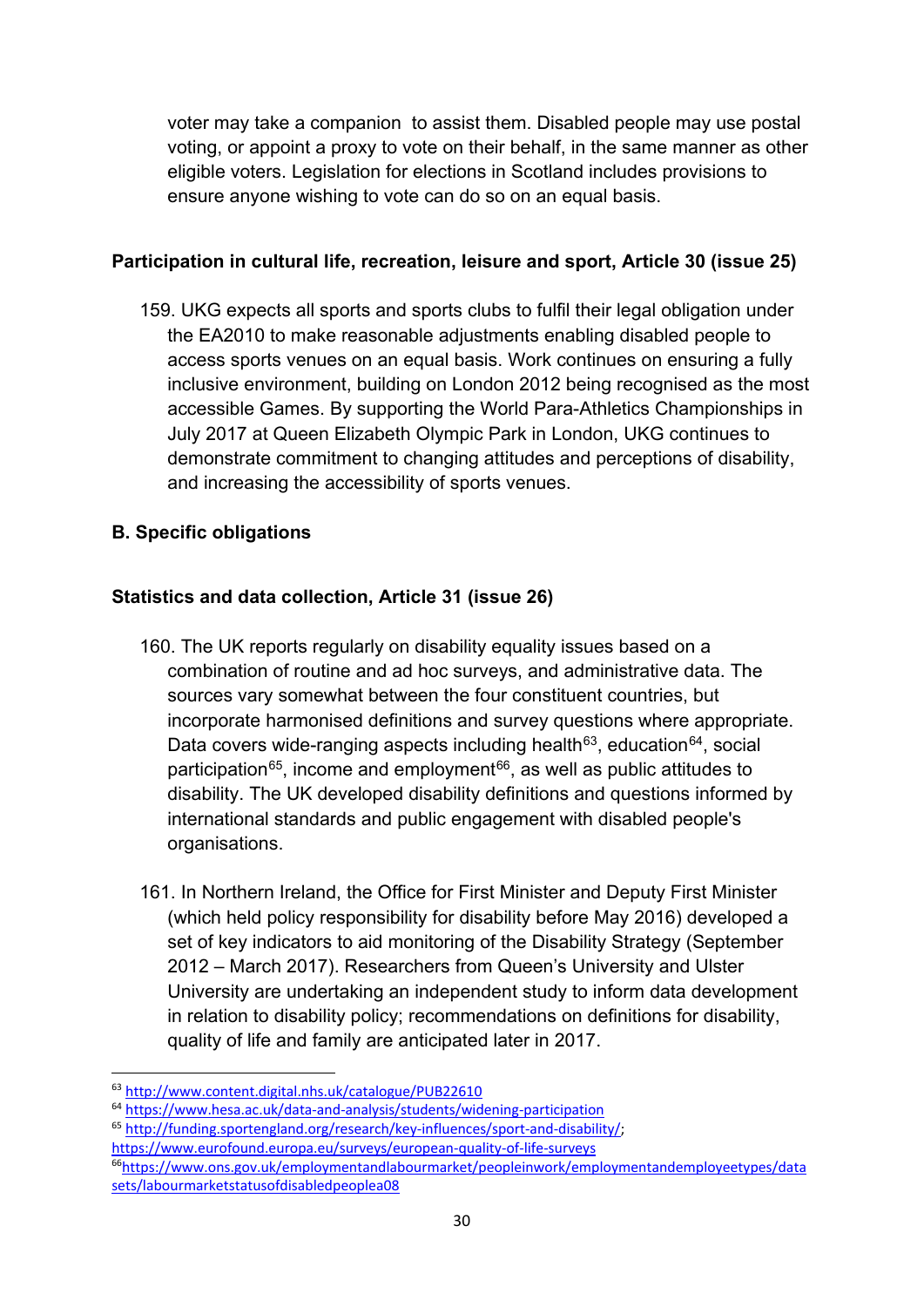voter may take a companion to assist them. Disabled people may use postal voting, or appoint a proxy to vote on their behalf, in the same manner as other eligible voters. Legislation for elections in Scotland includes provisions to ensure anyone wishing to vote can do so on an equal basis.

**Participation in cultural life, recreation, leisure and sport, Article 30 (issue 25)**

159. UKG expects all sports and sports clubs to fulfil their legal obligation under the EA2010 to make reasonable adjustments enabling disabled people to access sports venues on an equal basis. Work continues on ensuring a fully inclusive environment, building on London 2012 being recognised as the most accessible Games. By supporting the World Para-Athletics Championships in July 2017 at Queen Elizabeth Olympic Park in London, UKG continues to demonstrate commitment to changing attitudes and perceptions of disability, and increasing the accessibility of sports venues.

**B. Specific obligations**

**Statistics and data collection, Article 31 (issue 26)**

160. The UK reports regularly on disability equality issues based on a combination of routine and ad hoc surveys, and administrative data. The sources vary somewhat between the four constituent countries, but incorporate harmonised definitions and survey questions where appropriate. Data covers wide-ranging aspects including health[63], education[64], social participation[65], income and employment[66], as well as public attitudes to disability. The UK developed disability definitions and questions informed by international standards and public engagement with disabled people's organisations.

161. In Northern Ireland, the Office for First Minister and Deputy First Minister (which held policy responsibility for disability before May 2016) developed a set of key indicators to aid monitoring of the Disability Strategy (September 2012 – March 2017). Researchers from Queen's University and Ulster University are undertaking an independent study to inform data development in relation to disability policy; recommendations on definitions for disability, quality of life and family are anticipated later in 2017.

---

[63] http://www.content.digital.nhs.uk/catalogue/PUB22610

[64] https://www.hesa.ac.uk/data-and-analysis/students/widening-participation

[65] http://funding.sportengland.org/research/key-influences/sport-and-disability/; https://www.eurofound.europa.eu/surveys/european-quality-of-life-surveys

[66] https://www.ons.gov.uk/employmentandlabourmarket/peopleinwork/employmentandemployeetypes/datasets/labourmarketstatusofdisabledpeoplea08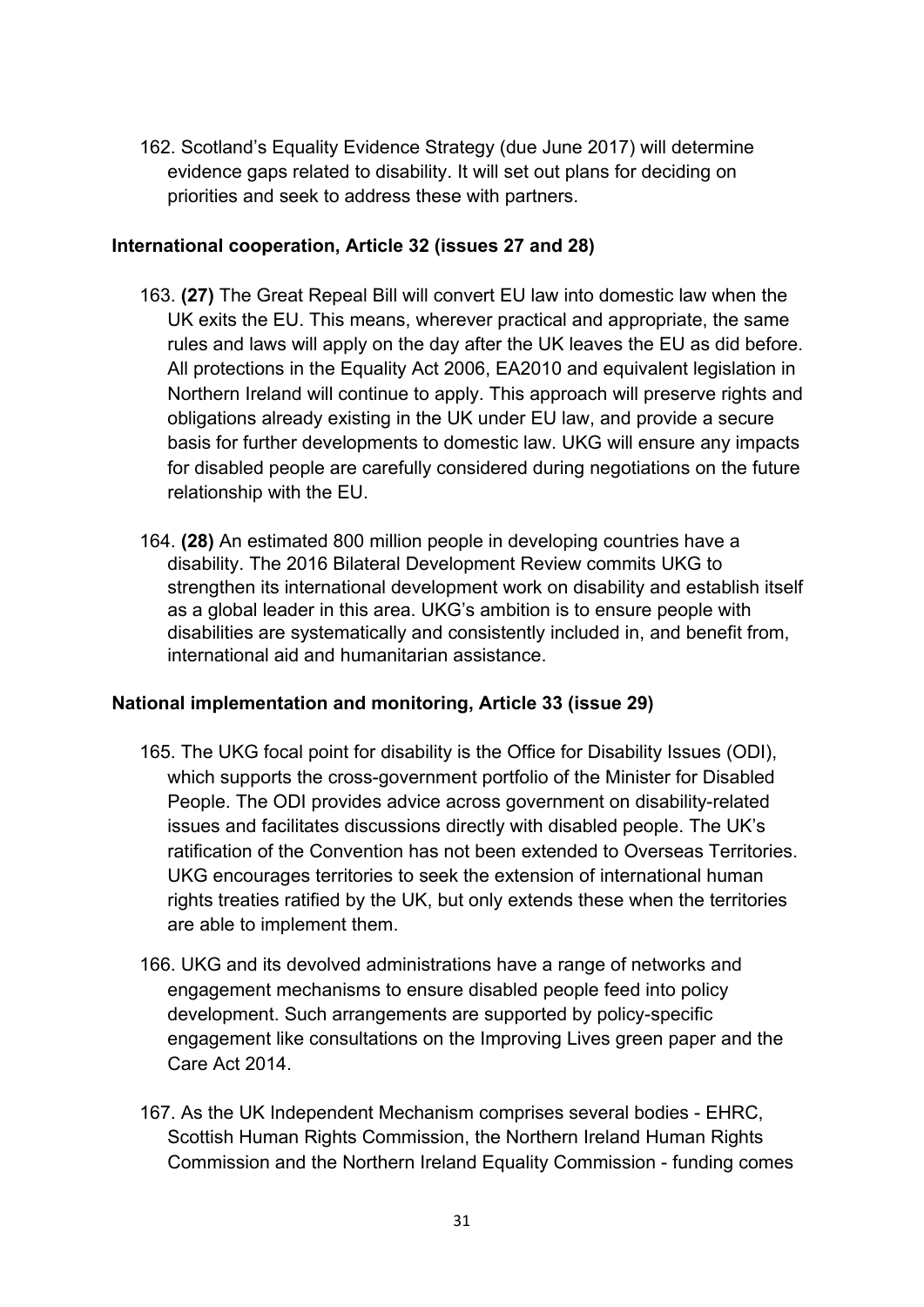162. Scotland's Equality Evidence Strategy (due June 2017) will determine evidence gaps related to disability. It will set out plans for deciding on priorities and seek to address these with partners.

**International cooperation, Article 32 (issues 27 and 28)**

163. **(27)** The Great Repeal Bill will convert EU law into domestic law when the UK exits the EU. This means, wherever practical and appropriate, the same rules and laws will apply on the day after the UK leaves the EU as did before. All protections in the Equality Act 2006, EA2010 and equivalent legislation in Northern Ireland will continue to apply. This approach will preserve rights and obligations already existing in the UK under EU law, and provide a secure basis for further developments to domestic law. UKG will ensure any impacts for disabled people are carefully considered during negotiations on the future relationship with the EU.

164. **(28)** An estimated 800 million people in developing countries have a disability. The 2016 Bilateral Development Review commits UKG to strengthen its international development work on disability and establish itself as a global leader in this area. UKG's ambition is to ensure people with disabilities are systematically and consistently included in, and benefit from, international aid and humanitarian assistance.

**National implementation and monitoring, Article 33 (issue 29)**

165. The UKG focal point for disability is the Office for Disability Issues (ODI), which supports the cross-government portfolio of the Minister for Disabled People. The ODI provides advice across government on disability-related issues and facilitates discussions directly with disabled people. The UK's ratification of the Convention has not been extended to Overseas Territories. UKG encourages territories to seek the extension of international human rights treaties ratified by the UK, but only extends these when the territories are able to implement them.

166. UKG and its devolved administrations have a range of networks and engagement mechanisms to ensure disabled people feed into policy development. Such arrangements are supported by policy-specific engagement like consultations on the Improving Lives green paper and the Care Act 2014.

167. As the UK Independent Mechanism comprises several bodies - EHRC, Scottish Human Rights Commission, the Northern Ireland Human Rights Commission and the Northern Ireland Equality Commission - funding comes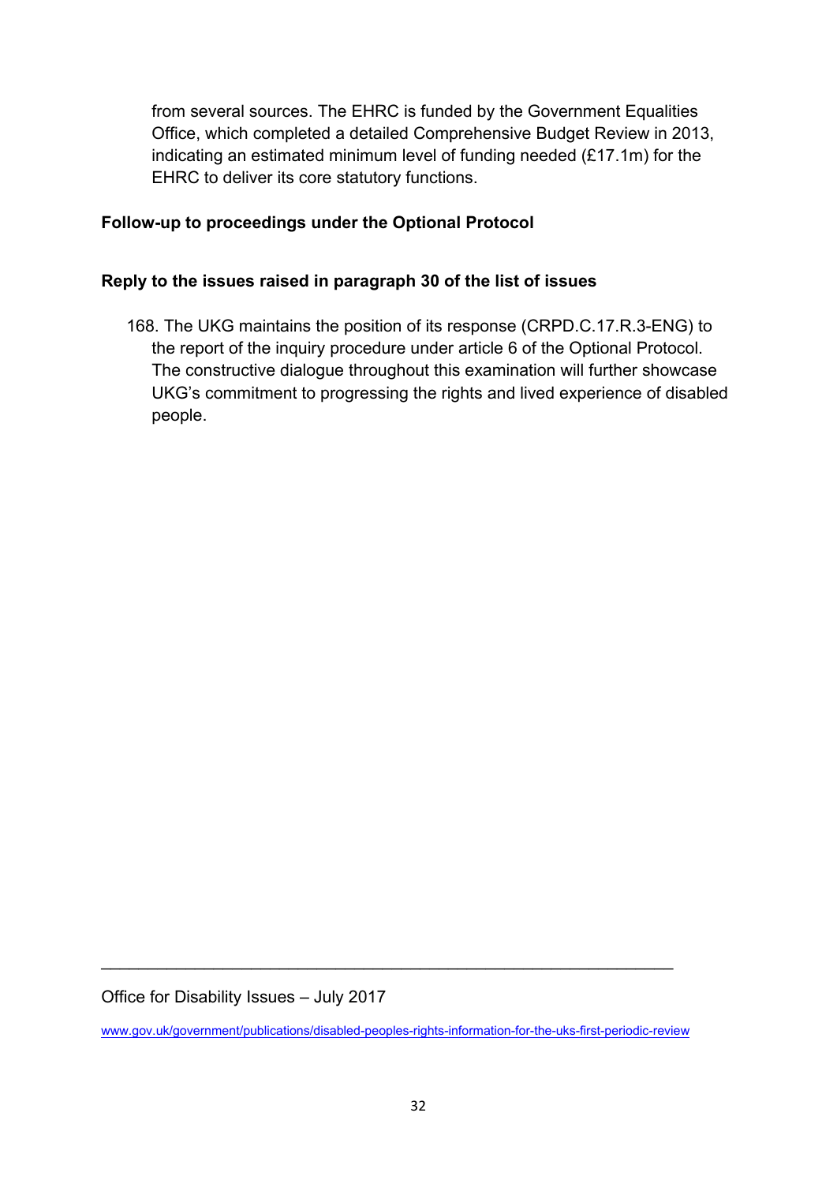from several sources. The EHRC is funded by the Government Equalities Office, which completed a detailed Comprehensive Budget Review in 2013, indicating an estimated minimum level of funding needed (£17.1m) for the EHRC to deliver its core statutory functions.

### Follow-up to proceedings under the Optional Protocol

### Reply to the issues raised in paragraph 30 of the list of issues

168. The UKG maintains the position of its response (CRPD.C.17.R.3-ENG) to the report of the inquiry procedure under article 6 of the Optional Protocol. The constructive dialogue throughout this examination will further showcase UKG's commitment to progressing the rights and lived experience of disabled people.

---

Office for Disability Issues – July 2017

www.gov.uk/government/publications/disabled-peoples-rights-information-for-the-uks-first-periodic-review